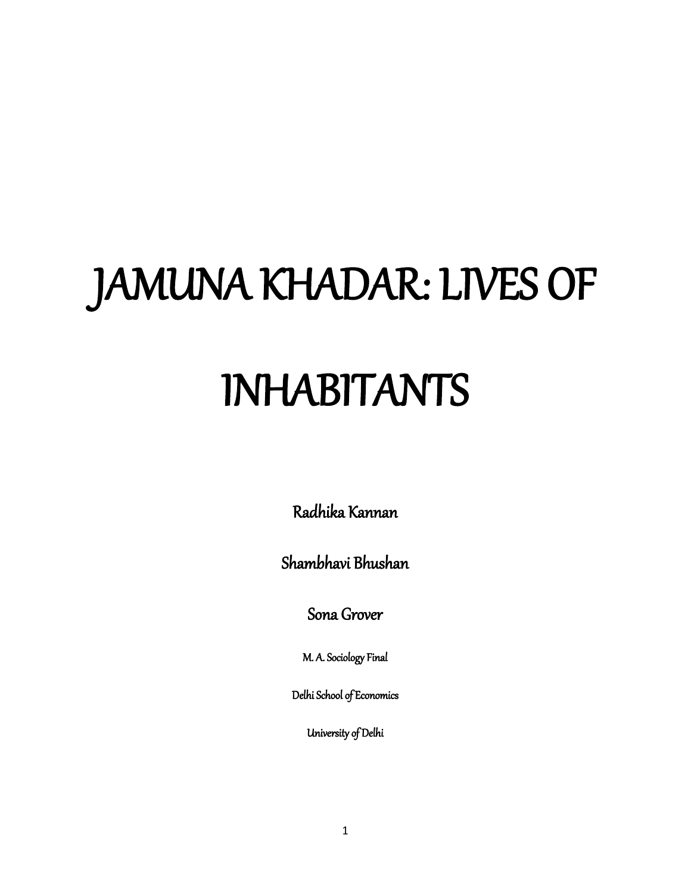# JAMUNA KHADAR: LIVES OF INHABITANTS

Radhika Kannan

Shambhavi Bhushan

Sona Grover

M. A. Sociology Final

Delhi School of Economics

University of Delhi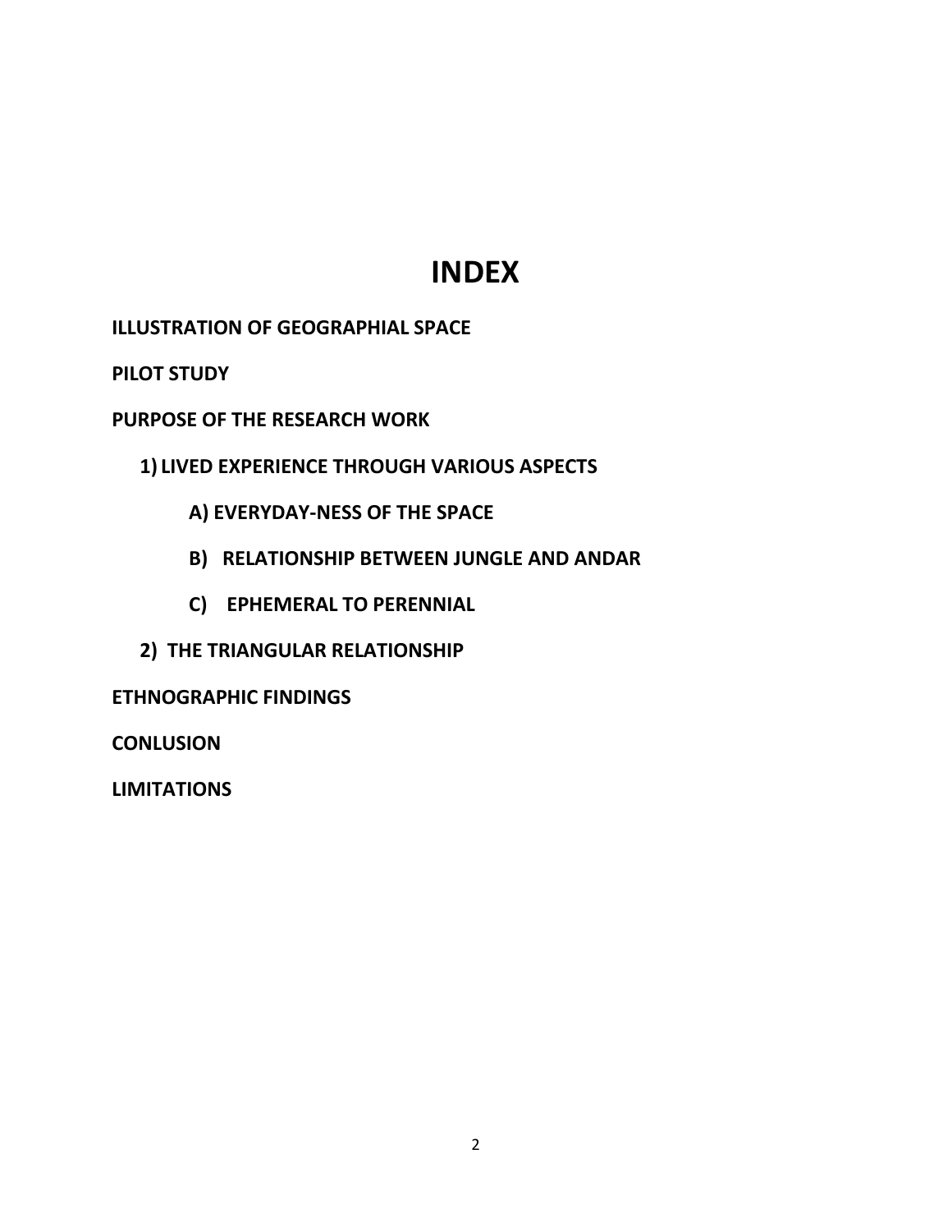# INDEX

**ILLUSTRATION OF GEOGRAPHIAL SPACE**

**PILOT STUDY**

**PURPOSE OF THE RESEARCH WORK**

- **1) LIVED EXPERIENCE THROUGH VARIOUS ASPECTS**
  - **A) EVERYDAY-NESS OF THE SPACE**
  - **B) RELATIONSHIP BETWEEN JUNGLE AND ANDAR**
  - **C) EPHEMERAL TO PERENNIAL**
- **2) THE TRIANGULAR RELATIONSHIP**

**ETHNOGRAPHIC FINDINGS**

**CONLUSION**

**LIMITATIONS**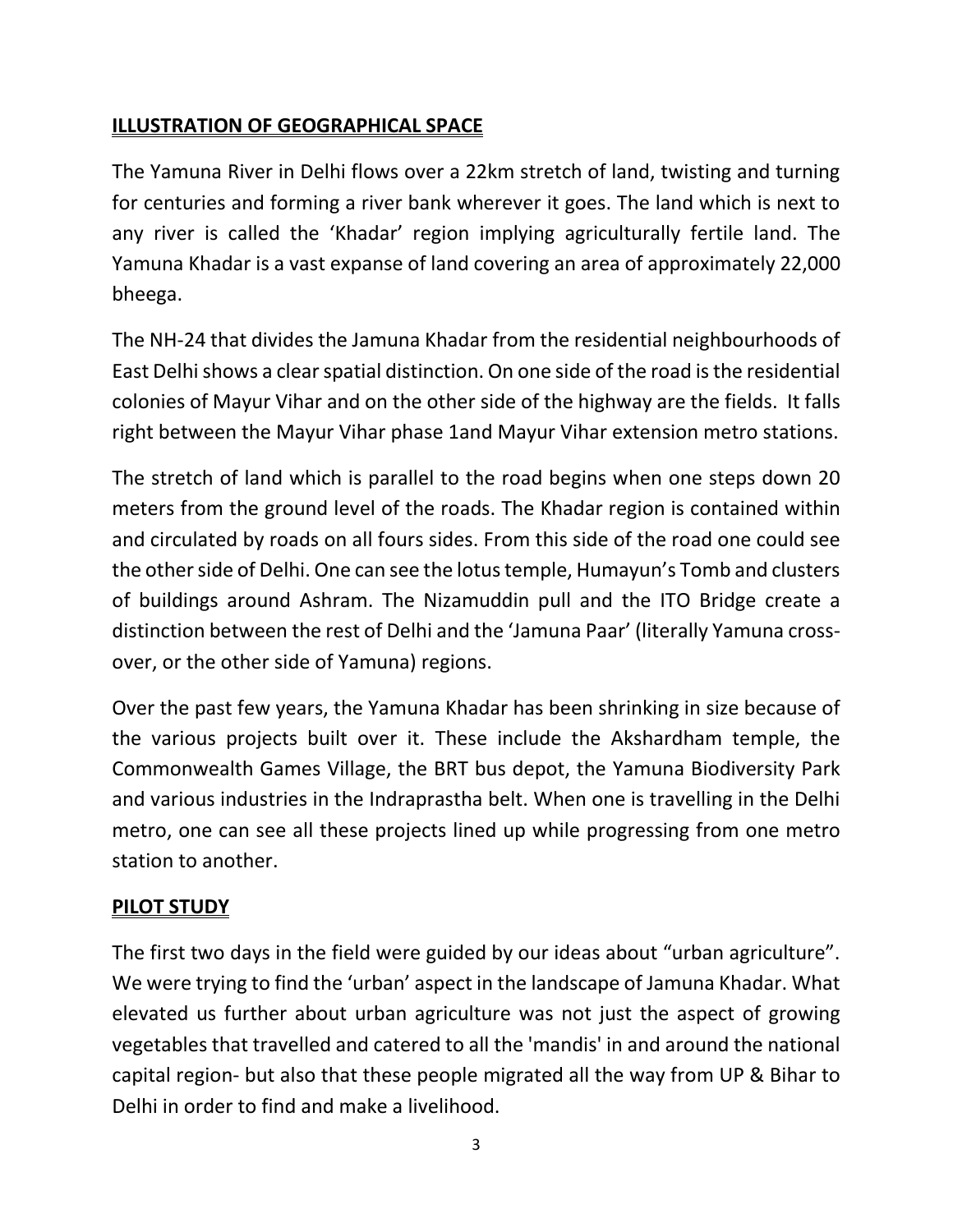## ILLUSTRATION OF GEOGRAPHICAL SPACE

The Yamuna River in Delhi flows over a 22km stretch of land, twisting and turning for centuries and forming a river bank wherever it goes. The land which is next to any river is called the 'Khadar' region implying agriculturally fertile land. The Yamuna Khadar is a vast expanse of land covering an area of approximately 22,000 bheega.

The NH-24 that divides the Jamuna Khadar from the residential neighbourhoods of East Delhi shows a clear spatial distinction. On one side of the road is the residential colonies of Mayur Vihar and on the other side of the highway are the fields. It falls right between the Mayur Vihar phase 1and Mayur Vihar extension metro stations.

The stretch of land which is parallel to the road begins when one steps down 20 meters from the ground level of the roads. The Khadar region is contained within and circulated by roads on all fours sides. From this side of the road one could see the other side of Delhi. One can see the lotus temple, Humayun's Tomb and clusters of buildings around Ashram. The Nizamuddin pull and the ITO Bridge create a distinction between the rest of Delhi and the 'Jamuna Paar' (literally Yamuna cross-over, or the other side of Yamuna) regions.

Over the past few years, the Yamuna Khadar has been shrinking in size because of the various projects built over it. These include the Akshardham temple, the Commonwealth Games Village, the BRT bus depot, the Yamuna Biodiversity Park and various industries in the Indraprastha belt. When one is travelling in the Delhi metro, one can see all these projects lined up while progressing from one metro station to another.

## PILOT STUDY

The first two days in the field were guided by our ideas about "urban agriculture". We were trying to find the 'urban' aspect in the landscape of Jamuna Khadar. What elevated us further about urban agriculture was not just the aspect of growing vegetables that travelled and catered to all the 'mandis' in and around the national capital region- but also that these people migrated all the way from UP & Bihar to Delhi in order to find and make a livelihood.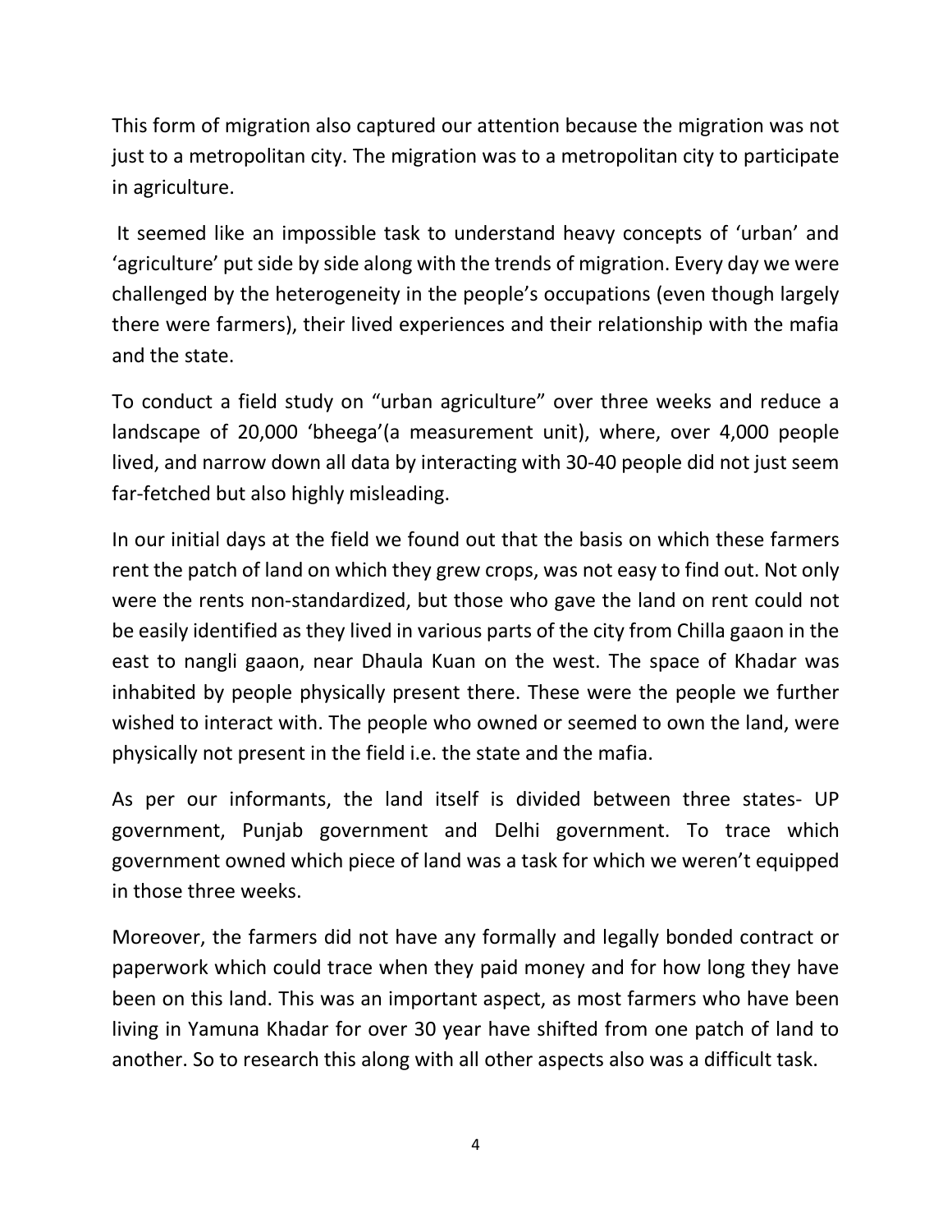This form of migration also captured our attention because the migration was not just to a metropolitan city. The migration was to a metropolitan city to participate in agriculture.

It seemed like an impossible task to understand heavy concepts of 'urban' and 'agriculture' put side by side along with the trends of migration. Every day we were challenged by the heterogeneity in the people's occupations (even though largely there were farmers), their lived experiences and their relationship with the mafia and the state.

To conduct a field study on "urban agriculture" over three weeks and reduce a landscape of 20,000 'bheega'(a measurement unit), where, over 4,000 people lived, and narrow down all data by interacting with 30-40 people did not just seem far-fetched but also highly misleading.

In our initial days at the field we found out that the basis on which these farmers rent the patch of land on which they grew crops, was not easy to find out. Not only were the rents non-standardized, but those who gave the land on rent could not be easily identified as they lived in various parts of the city from Chilla gaaon in the east to nangli gaaon, near Dhaula Kuan on the west. The space of Khadar was inhabited by people physically present there. These were the people we further wished to interact with. The people who owned or seemed to own the land, were physically not present in the field i.e. the state and the mafia.

As per our informants, the land itself is divided between three states- UP government, Punjab government and Delhi government. To trace which government owned which piece of land was a task for which we weren't equipped in those three weeks.

Moreover, the farmers did not have any formally and legally bonded contract or paperwork which could trace when they paid money and for how long they have been on this land. This was an important aspect, as most farmers who have been living in Yamuna Khadar for over 30 year have shifted from one patch of land to another. So to research this along with all other aspects also was a difficult task.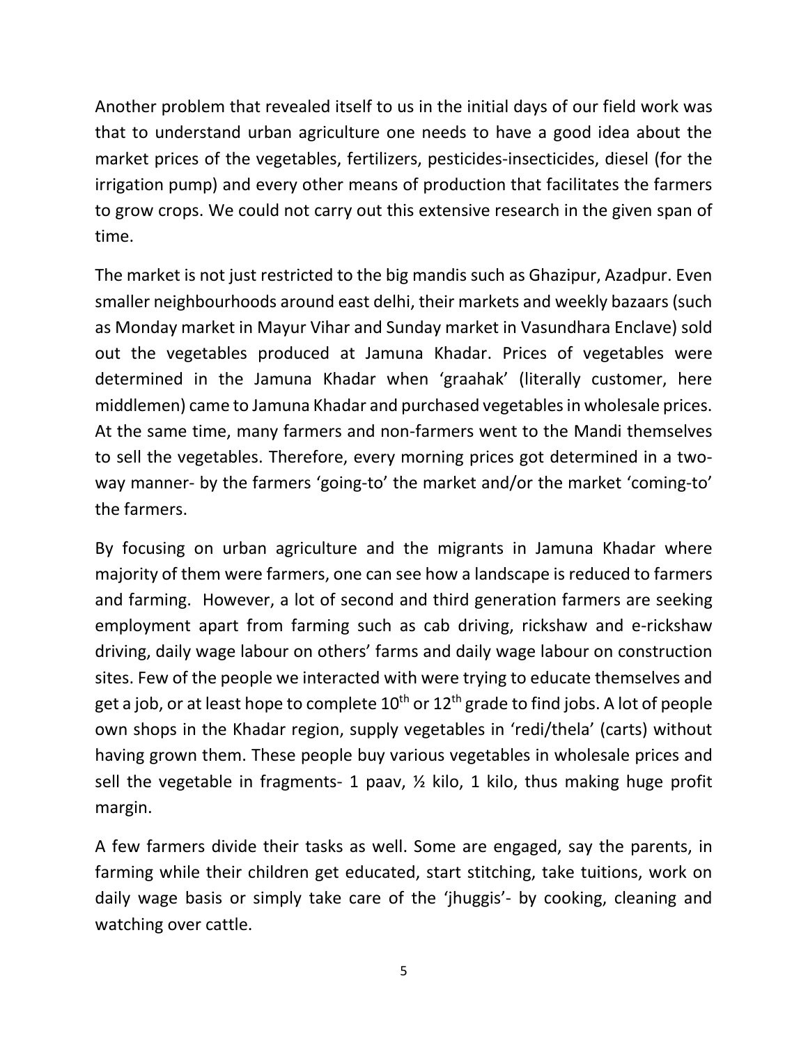Another problem that revealed itself to us in the initial days of our field work was that to understand urban agriculture one needs to have a good idea about the market prices of the vegetables, fertilizers, pesticides-insecticides, diesel (for the irrigation pump) and every other means of production that facilitates the farmers to grow crops. We could not carry out this extensive research in the given span of time.

The market is not just restricted to the big mandis such as Ghazipur, Azadpur. Even smaller neighbourhoods around east delhi, their markets and weekly bazaars (such as Monday market in Mayur Vihar and Sunday market in Vasundhara Enclave) sold out the vegetables produced at Jamuna Khadar. Prices of vegetables were determined in the Jamuna Khadar when 'graahak' (literally customer, here middlemen) came to Jamuna Khadar and purchased vegetables in wholesale prices. At the same time, many farmers and non-farmers went to the Mandi themselves to sell the vegetables. Therefore, every morning prices got determined in a two-way manner- by the farmers 'going-to' the market and/or the market 'coming-to' the farmers.

By focusing on urban agriculture and the migrants in Jamuna Khadar where majority of them were farmers, one can see how a landscape is reduced to farmers and farming. However, a lot of second and third generation farmers are seeking employment apart from farming such as cab driving, rickshaw and e-rickshaw driving, daily wage labour on others' farms and daily wage labour on construction sites. Few of the people we interacted with were trying to educate themselves and get a job, or at least hope to complete 10th or 12th grade to find jobs. A lot of people own shops in the Khadar region, supply vegetables in 'redi/thela' (carts) without having grown them. These people buy various vegetables in wholesale prices and sell the vegetable in fragments- 1 paav, ½ kilo, 1 kilo, thus making huge profit margin.

A few farmers divide their tasks as well. Some are engaged, say the parents, in farming while their children get educated, start stitching, take tuitions, work on daily wage basis or simply take care of the 'jhuggis'- by cooking, cleaning and watching over cattle.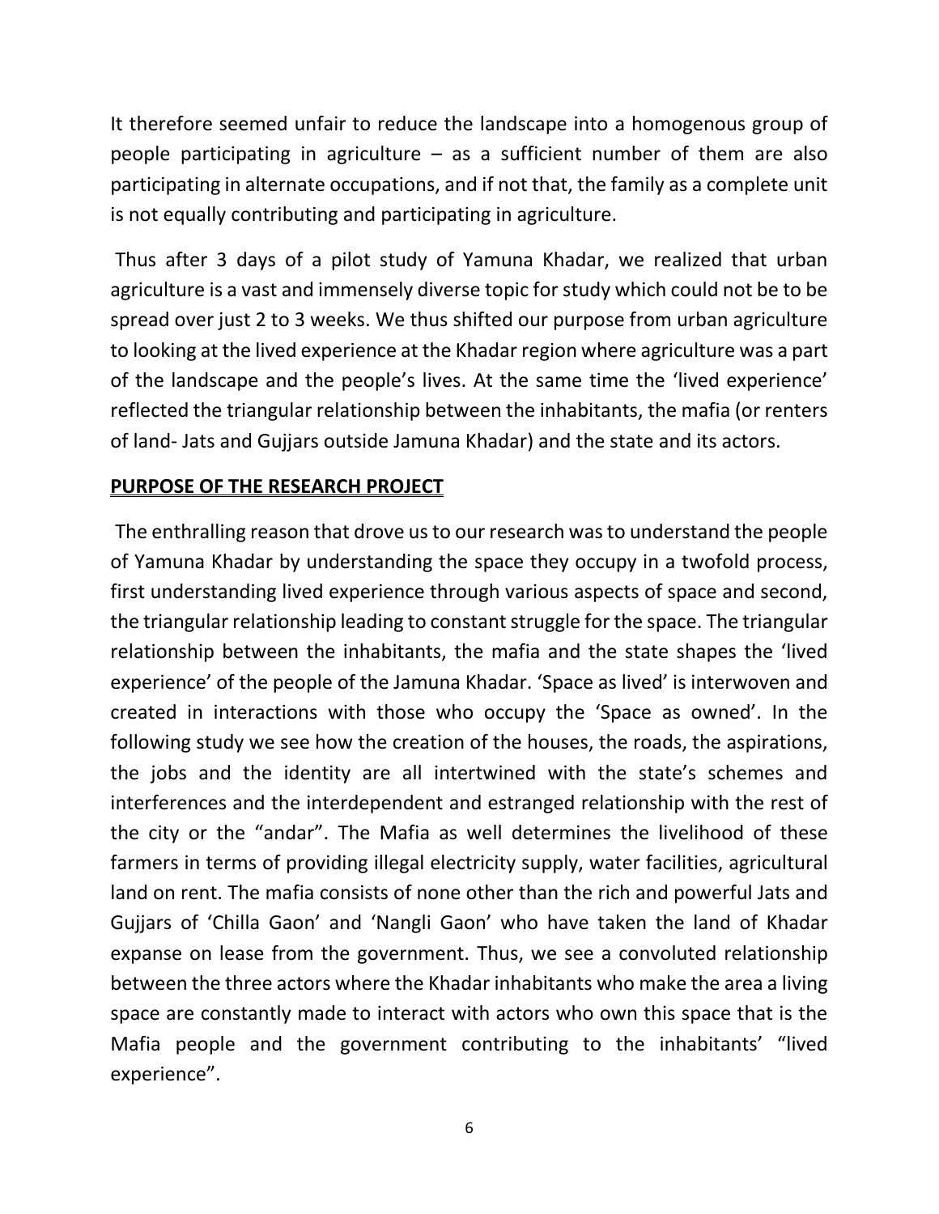It therefore seemed unfair to reduce the landscape into a homogenous group of people participating in agriculture – as a sufficient number of them are also participating in alternate occupations, and if not that, the family as a complete unit is not equally contributing and participating in agriculture.

Thus after 3 days of a pilot study of Yamuna Khadar, we realized that urban agriculture is a vast and immensely diverse topic for study which could not be to be spread over just 2 to 3 weeks. We thus shifted our purpose from urban agriculture to looking at the lived experience at the Khadar region where agriculture was a part of the landscape and the people's lives. At the same time the 'lived experience' reflected the triangular relationship between the inhabitants, the mafia (or renters of land- Jats and Gujjars outside Jamuna Khadar) and the state and its actors.

## PURPOSE OF THE RESEARCH PROJECT

The enthralling reason that drove us to our research was to understand the people of Yamuna Khadar by understanding the space they occupy in a twofold process, first understanding lived experience through various aspects of space and second, the triangular relationship leading to constant struggle for the space. The triangular relationship between the inhabitants, the mafia and the state shapes the 'lived experience' of the people of the Jamuna Khadar. 'Space as lived' is interwoven and created in interactions with those who occupy the 'Space as owned'. In the following study we see how the creation of the houses, the roads, the aspirations, the jobs and the identity are all intertwined with the state's schemes and interferences and the interdependent and estranged relationship with the rest of the city or the "andar". The Mafia as well determines the livelihood of these farmers in terms of providing illegal electricity supply, water facilities, agricultural land on rent. The mafia consists of none other than the rich and powerful Jats and Gujjars of 'Chilla Gaon' and 'Nangli Gaon' who have taken the land of Khadar expanse on lease from the government. Thus, we see a convoluted relationship between the three actors where the Khadar inhabitants who make the area a living space are constantly made to interact with actors who own this space that is the Mafia people and the government contributing to the inhabitants' "lived experience".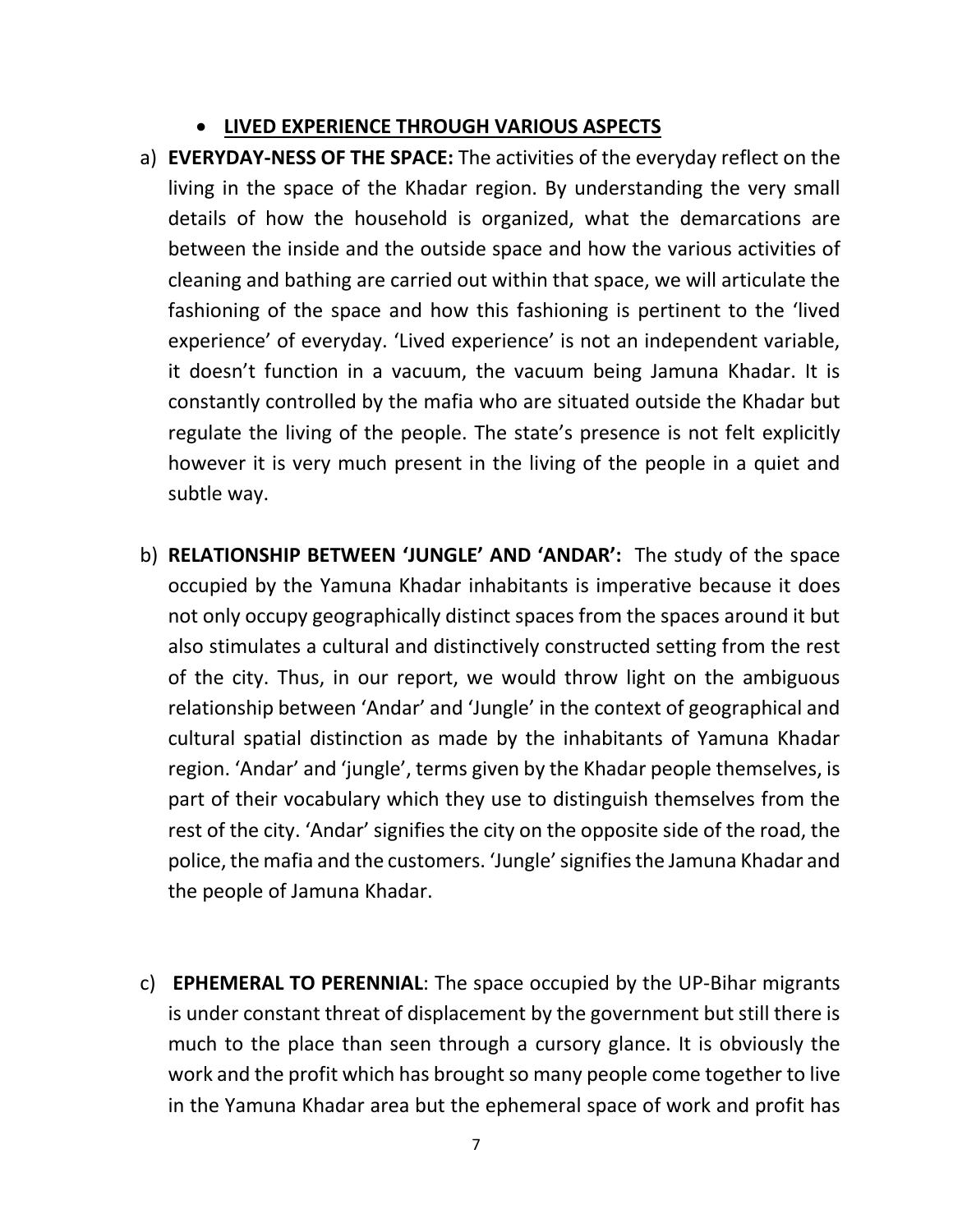- **LIVED EXPERIENCE THROUGH VARIOUS ASPECTS**

a) **EVERYDAY-NESS OF THE SPACE:** The activities of the everyday reflect on the living in the space of the Khadar region. By understanding the very small details of how the household is organized, what the demarcations are between the inside and the outside space and how the various activities of cleaning and bathing are carried out within that space, we will articulate the fashioning of the space and how this fashioning is pertinent to the 'lived experience' of everyday. 'Lived experience' is not an independent variable, it doesn't function in a vacuum, the vacuum being Jamuna Khadar. It is constantly controlled by the mafia who are situated outside the Khadar but regulate the living of the people. The state's presence is not felt explicitly however it is very much present in the living of the people in a quiet and subtle way.

b) **RELATIONSHIP BETWEEN 'JUNGLE' AND 'ANDAR':** The study of the space occupied by the Yamuna Khadar inhabitants is imperative because it does not only occupy geographically distinct spaces from the spaces around it but also stimulates a cultural and distinctively constructed setting from the rest of the city. Thus, in our report, we would throw light on the ambiguous relationship between 'Andar' and 'Jungle' in the context of geographical and cultural spatial distinction as made by the inhabitants of Yamuna Khadar region. 'Andar' and 'jungle', terms given by the Khadar people themselves, is part of their vocabulary which they use to distinguish themselves from the rest of the city. 'Andar' signifies the city on the opposite side of the road, the police, the mafia and the customers. 'Jungle' signifies the Jamuna Khadar and the people of Jamuna Khadar.

c) **EPHEMERAL TO PERENNIAL**: The space occupied by the UP-Bihar migrants is under constant threat of displacement by the government but still there is much to the place than seen through a cursory glance. It is obviously the work and the profit which has brought so many people come together to live in the Yamuna Khadar area but the ephemeral space of work and profit has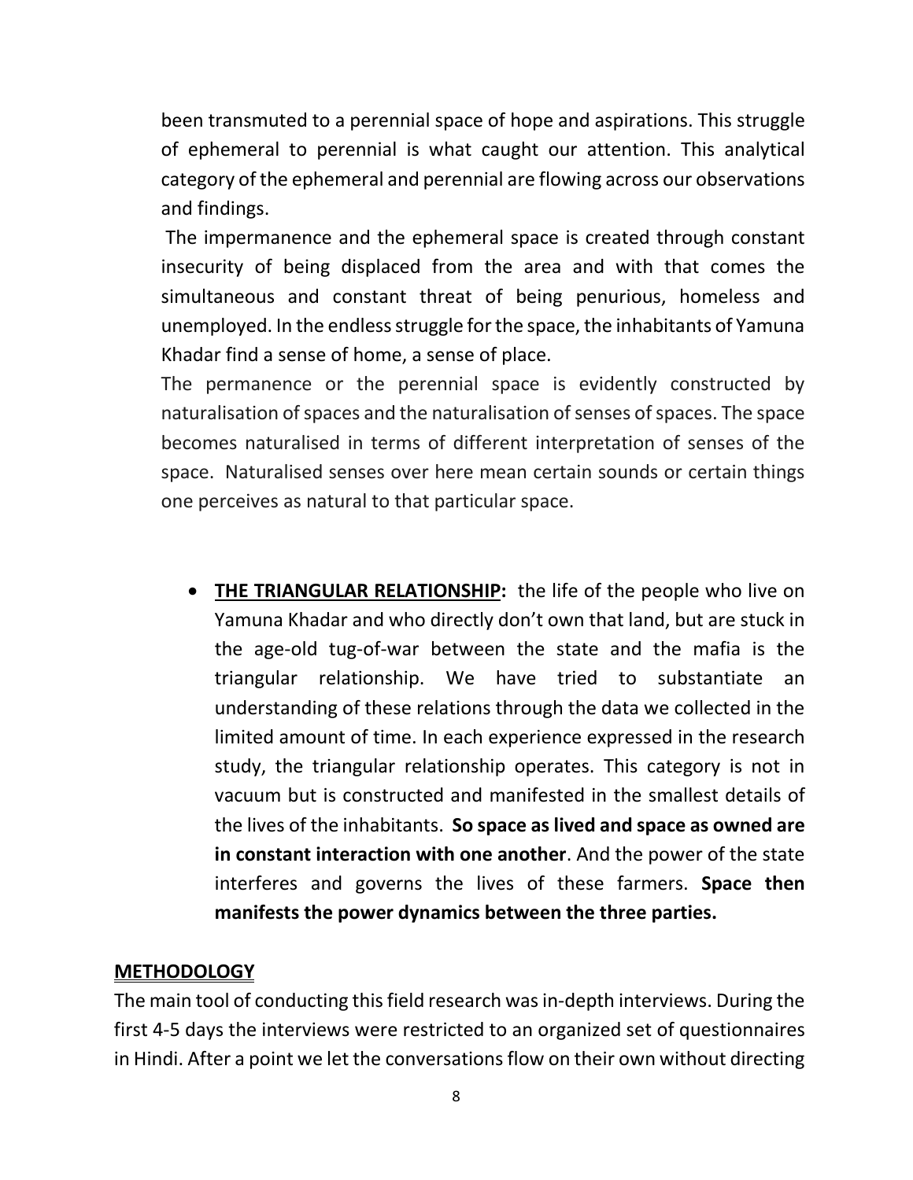been transmuted to a perennial space of hope and aspirations. This struggle of ephemeral to perennial is what caught our attention. This analytical category of the ephemeral and perennial are flowing across our observations and findings.

The impermanence and the ephemeral space is created through constant insecurity of being displaced from the area and with that comes the simultaneous and constant threat of being penurious, homeless and unemployed. In the endless struggle for the space, the inhabitants of Yamuna Khadar find a sense of home, a sense of place.

The permanence or the perennial space is evidently constructed by naturalisation of spaces and the naturalisation of senses of spaces. The space becomes naturalised in terms of different interpretation of senses of the space. Naturalised senses over here mean certain sounds or certain things one perceives as natural to that particular space.

- **THE TRIANGULAR RELATIONSHIP:** the life of the people who live on Yamuna Khadar and who directly don't own that land, but are stuck in the age-old tug-of-war between the state and the mafia is the triangular relationship. We have tried to substantiate an understanding of these relations through the data we collected in the limited amount of time. In each experience expressed in the research study, the triangular relationship operates. This category is not in vacuum but is constructed and manifested in the smallest details of the lives of the inhabitants. **So space as lived and space as owned are in constant interaction with one another**. And the power of the state interferes and governs the lives of these farmers. **Space then manifests the power dynamics between the three parties.**

## METHODOLOGY

The main tool of conducting this field research was in-depth interviews. During the first 4-5 days the interviews were restricted to an organized set of questionnaires in Hindi. After a point we let the conversations flow on their own without directing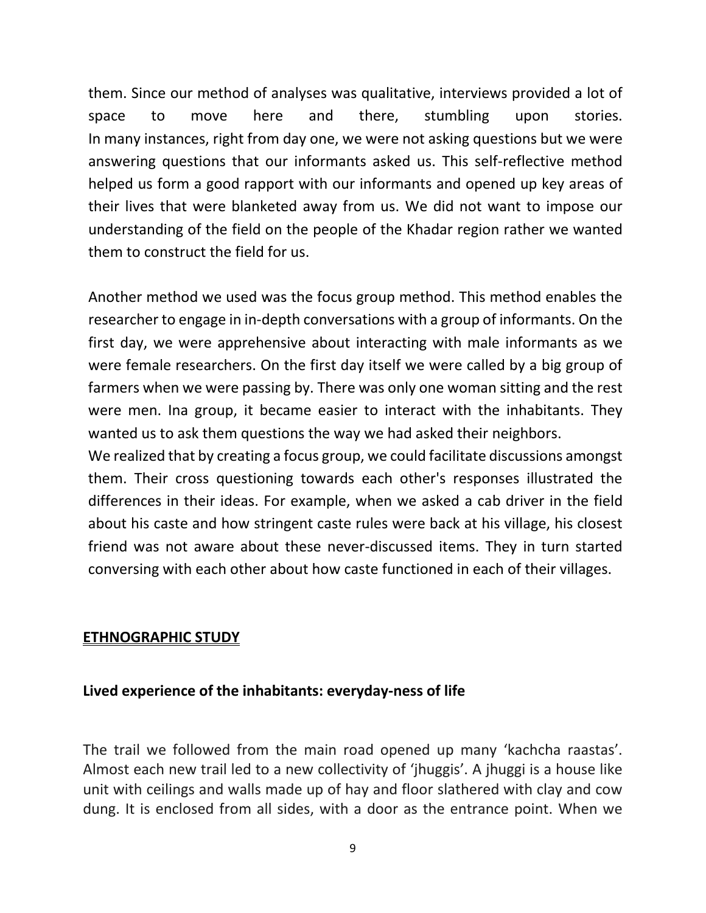them. Since our method of analyses was qualitative, interviews provided a lot of space to move here and there, stumbling upon stories. In many instances, right from day one, we were not asking questions but we were answering questions that our informants asked us. This self-reflective method helped us form a good rapport with our informants and opened up key areas of their lives that were blanketed away from us. We did not want to impose our understanding of the field on the people of the Khadar region rather we wanted them to construct the field for us.

Another method we used was the focus group method. This method enables the researcher to engage in in-depth conversations with a group of informants. On the first day, we were apprehensive about interacting with male informants as we were female researchers. On the first day itself we were called by a big group of farmers when we were passing by. There was only one woman sitting and the rest were men. Ina group, it became easier to interact with the inhabitants. They wanted us to ask them questions the way we had asked their neighbors.
We realized that by creating a focus group, we could facilitate discussions amongst them. Their cross questioning towards each other's responses illustrated the differences in their ideas. For example, when we asked a cab driver in the field about his caste and how stringent caste rules were back at his village, his closest friend was not aware about these never-discussed items. They in turn started conversing with each other about how caste functioned in each of their villages.

## ETHNOGRAPHIC STUDY

### Lived experience of the inhabitants: everyday-ness of life

The trail we followed from the main road opened up many 'kachcha raastas'. Almost each new trail led to a new collectivity of 'jhuggis'. A jhuggi is a house like unit with ceilings and walls made up of hay and floor slathered with clay and cow dung. It is enclosed from all sides, with a door as the entrance point. When we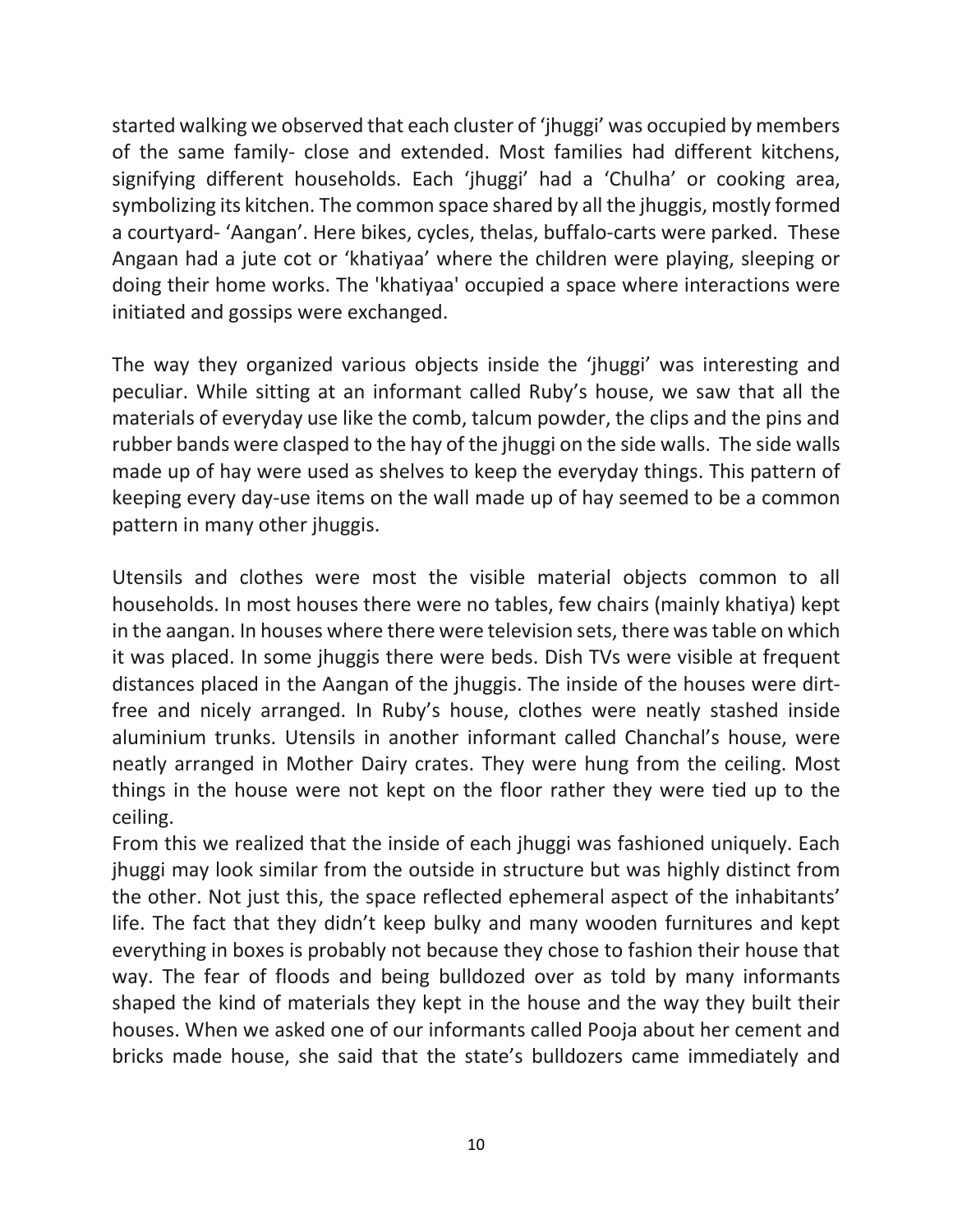started walking we observed that each cluster of 'jhuggi' was occupied by members of the same family- close and extended. Most families had different kitchens, signifying different households. Each 'jhuggi' had a 'Chulha' or cooking area, symbolizing its kitchen. The common space shared by all the jhuggis, mostly formed a courtyard- 'Aangan'. Here bikes, cycles, thelas, buffalo-carts were parked. These Angaan had a jute cot or 'khatiyaa' where the children were playing, sleeping or doing their home works. The 'khatiyaa' occupied a space where interactions were initiated and gossips were exchanged.

The way they organized various objects inside the 'jhuggi' was interesting and peculiar. While sitting at an informant called Ruby's house, we saw that all the materials of everyday use like the comb, talcum powder, the clips and the pins and rubber bands were clasped to the hay of the jhuggi on the side walls. The side walls made up of hay were used as shelves to keep the everyday things. This pattern of keeping every day-use items on the wall made up of hay seemed to be a common pattern in many other jhuggis.

Utensils and clothes were most the visible material objects common to all households. In most houses there were no tables, few chairs (mainly khatiya) kept in the aangan. In houses where there were television sets, there was table on which it was placed. In some jhuggis there were beds. Dish TVs were visible at frequent distances placed in the Aangan of the jhuggis. The inside of the houses were dirt-free and nicely arranged. In Ruby's house, clothes were neatly stashed inside aluminium trunks. Utensils in another informant called Chanchal's house, were neatly arranged in Mother Dairy crates. They were hung from the ceiling. Most things in the house were not kept on the floor rather they were tied up to the ceiling.
From this we realized that the inside of each jhuggi was fashioned uniquely. Each jhuggi may look similar from the outside in structure but was highly distinct from the other. Not just this, the space reflected ephemeral aspect of the inhabitants' life. The fact that they didn't keep bulky and many wooden furnitures and kept everything in boxes is probably not because they chose to fashion their house that way. The fear of floods and being bulldozed over as told by many informants shaped the kind of materials they kept in the house and the way they built their houses. When we asked one of our informants called Pooja about her cement and bricks made house, she said that the state's bulldozers came immediately and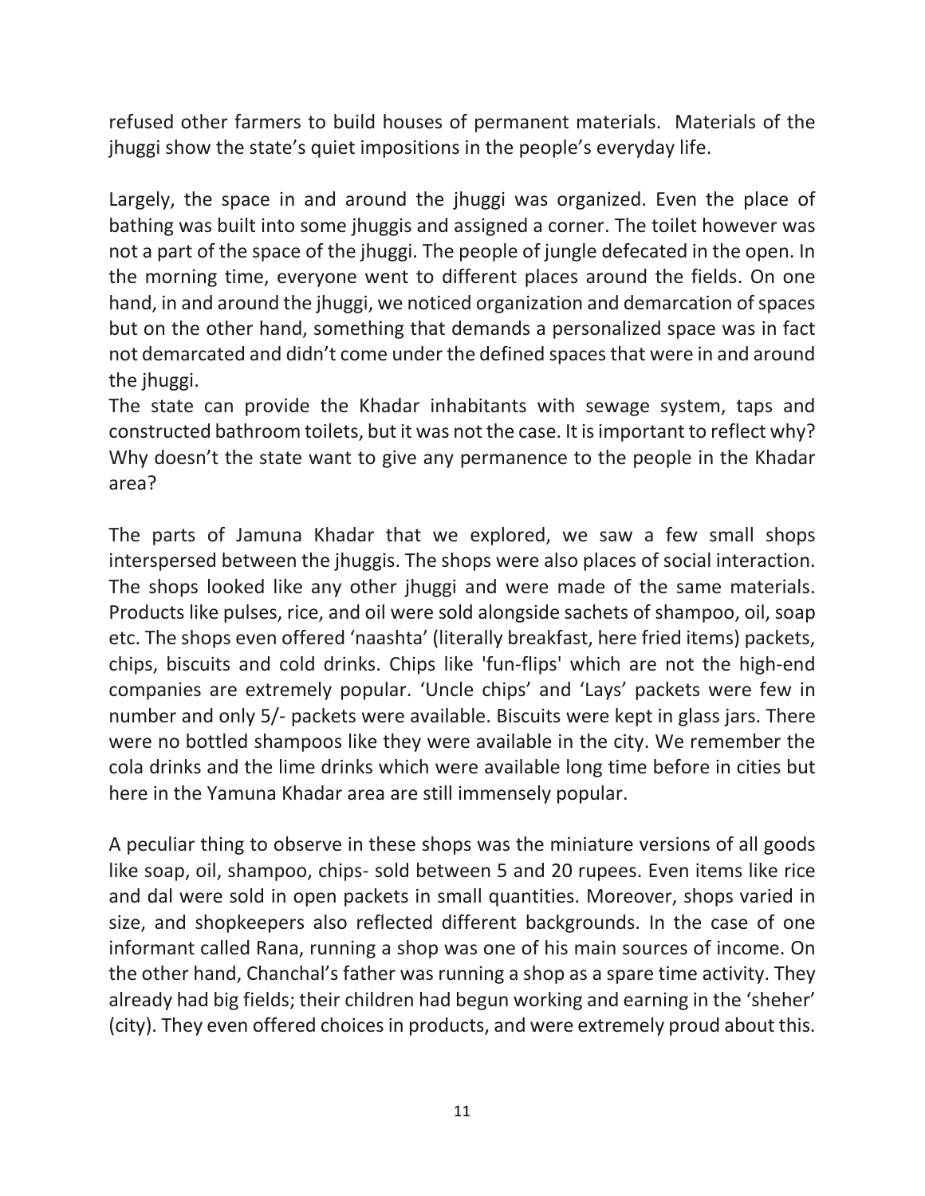refused other farmers to build houses of permanent materials. Materials of the jhuggi show the state's quiet impositions in the people's everyday life.

Largely, the space in and around the jhuggi was organized. Even the place of bathing was built into some jhuggis and assigned a corner. The toilet however was not a part of the space of the jhuggi. The people of jungle defecated in the open. In the morning time, everyone went to different places around the fields. On one hand, in and around the jhuggi, we noticed organization and demarcation of spaces but on the other hand, something that demands a personalized space was in fact not demarcated and didn't come under the defined spaces that were in and around the jhuggi.

The state can provide the Khadar inhabitants with sewage system, taps and constructed bathroom toilets, but it was not the case. It is important to reflect why? Why doesn't the state want to give any permanence to the people in the Khadar area?

The parts of Jamuna Khadar that we explored, we saw a few small shops interspersed between the jhuggis. The shops were also places of social interaction. The shops looked like any other jhuggi and were made of the same materials. Products like pulses, rice, and oil were sold alongside sachets of shampoo, oil, soap etc. The shops even offered 'naashta' (literally breakfast, here fried items) packets, chips, biscuits and cold drinks. Chips like 'fun-flips' which are not the high-end companies are extremely popular. 'Uncle chips' and 'Lays' packets were few in number and only 5/- packets were available. Biscuits were kept in glass jars. There were no bottled shampoos like they were available in the city. We remember the cola drinks and the lime drinks which were available long time before in cities but here in the Yamuna Khadar area are still immensely popular.

A peculiar thing to observe in these shops was the miniature versions of all goods like soap, oil, shampoo, chips- sold between 5 and 20 rupees. Even items like rice and dal were sold in open packets in small quantities. Moreover, shops varied in size, and shopkeepers also reflected different backgrounds. In the case of one informant called Rana, running a shop was one of his main sources of income. On the other hand, Chanchal's father was running a shop as a spare time activity. They already had big fields; their children had begun working and earning in the 'sheher' (city). They even offered choices in products, and were extremely proud about this.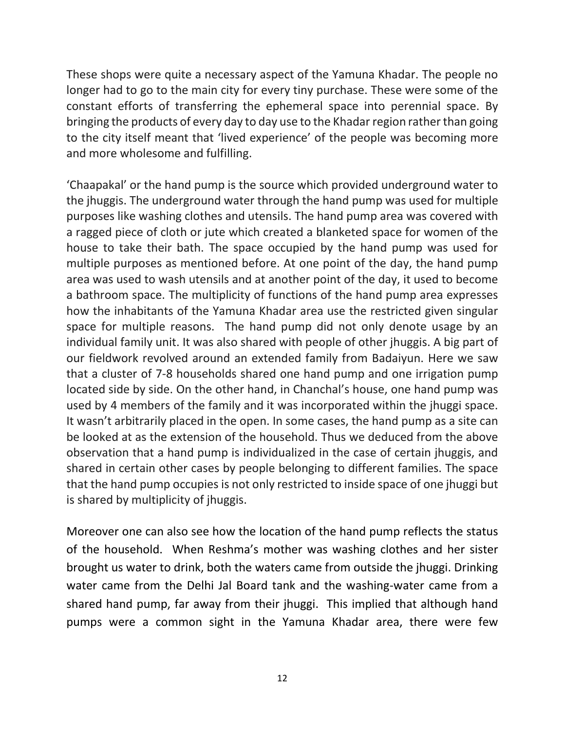These shops were quite a necessary aspect of the Yamuna Khadar. The people no longer had to go to the main city for every tiny purchase. These were some of the constant efforts of transferring the ephemeral space into perennial space. By bringing the products of every day to day use to the Khadar region rather than going to the city itself meant that 'lived experience' of the people was becoming more and more wholesome and fulfilling.

'Chaapakal' or the hand pump is the source which provided underground water to the jhuggis. The underground water through the hand pump was used for multiple purposes like washing clothes and utensils. The hand pump area was covered with a ragged piece of cloth or jute which created a blanketed space for women of the house to take their bath. The space occupied by the hand pump was used for multiple purposes as mentioned before. At one point of the day, the hand pump area was used to wash utensils and at another point of the day, it used to become a bathroom space. The multiplicity of functions of the hand pump area expresses how the inhabitants of the Yamuna Khadar area use the restricted given singular space for multiple reasons. The hand pump did not only denote usage by an individual family unit. It was also shared with people of other jhuggis. A big part of our fieldwork revolved around an extended family from Badaiyun. Here we saw that a cluster of 7-8 households shared one hand pump and one irrigation pump located side by side. On the other hand, in Chanchal's house, one hand pump was used by 4 members of the family and it was incorporated within the jhuggi space. It wasn't arbitrarily placed in the open. In some cases, the hand pump as a site can be looked at as the extension of the household. Thus we deduced from the above observation that a hand pump is individualized in the case of certain jhuggis, and shared in certain other cases by people belonging to different families. The space that the hand pump occupies is not only restricted to inside space of one jhuggi but is shared by multiplicity of jhuggis.

Moreover one can also see how the location of the hand pump reflects the status of the household. When Reshma's mother was washing clothes and her sister brought us water to drink, both the waters came from outside the jhuggi. Drinking water came from the Delhi Jal Board tank and the washing-water came from a shared hand pump, far away from their jhuggi. This implied that although hand pumps were a common sight in the Yamuna Khadar area, there were few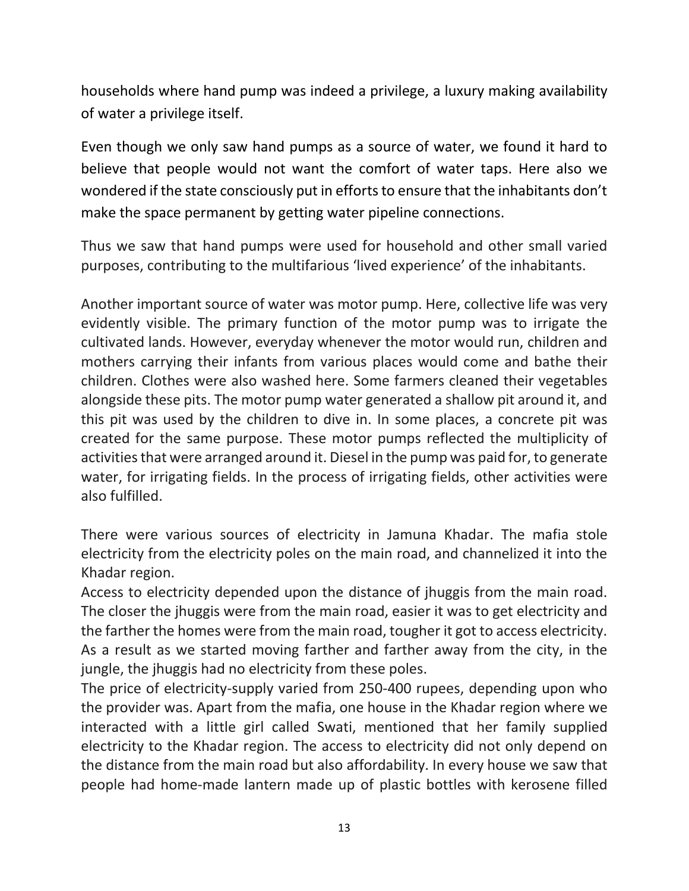households where hand pump was indeed a privilege, a luxury making availability of water a privilege itself.

Even though we only saw hand pumps as a source of water, we found it hard to believe that people would not want the comfort of water taps. Here also we wondered if the state consciously put in efforts to ensure that the inhabitants don't make the space permanent by getting water pipeline connections.

Thus we saw that hand pumps were used for household and other small varied purposes, contributing to the multifarious 'lived experience' of the inhabitants.

Another important source of water was motor pump. Here, collective life was very evidently visible. The primary function of the motor pump was to irrigate the cultivated lands. However, everyday whenever the motor would run, children and mothers carrying their infants from various places would come and bathe their children. Clothes were also washed here. Some farmers cleaned their vegetables alongside these pits. The motor pump water generated a shallow pit around it, and this pit was used by the children to dive in. In some places, a concrete pit was created for the same purpose. These motor pumps reflected the multiplicity of activities that were arranged around it. Diesel in the pump was paid for, to generate water, for irrigating fields. In the process of irrigating fields, other activities were also fulfilled.

There were various sources of electricity in Jamuna Khadar. The mafia stole electricity from the electricity poles on the main road, and channelized it into the Khadar region.

Access to electricity depended upon the distance of jhuggis from the main road. The closer the jhuggis were from the main road, easier it was to get electricity and the farther the homes were from the main road, tougher it got to access electricity. As a result as we started moving farther and farther away from the city, in the jungle, the jhuggis had no electricity from these poles.

The price of electricity-supply varied from 250-400 rupees, depending upon who the provider was. Apart from the mafia, one house in the Khadar region where we interacted with a little girl called Swati, mentioned that her family supplied electricity to the Khadar region. The access to electricity did not only depend on the distance from the main road but also affordability. In every house we saw that people had home-made lantern made up of plastic bottles with kerosene filled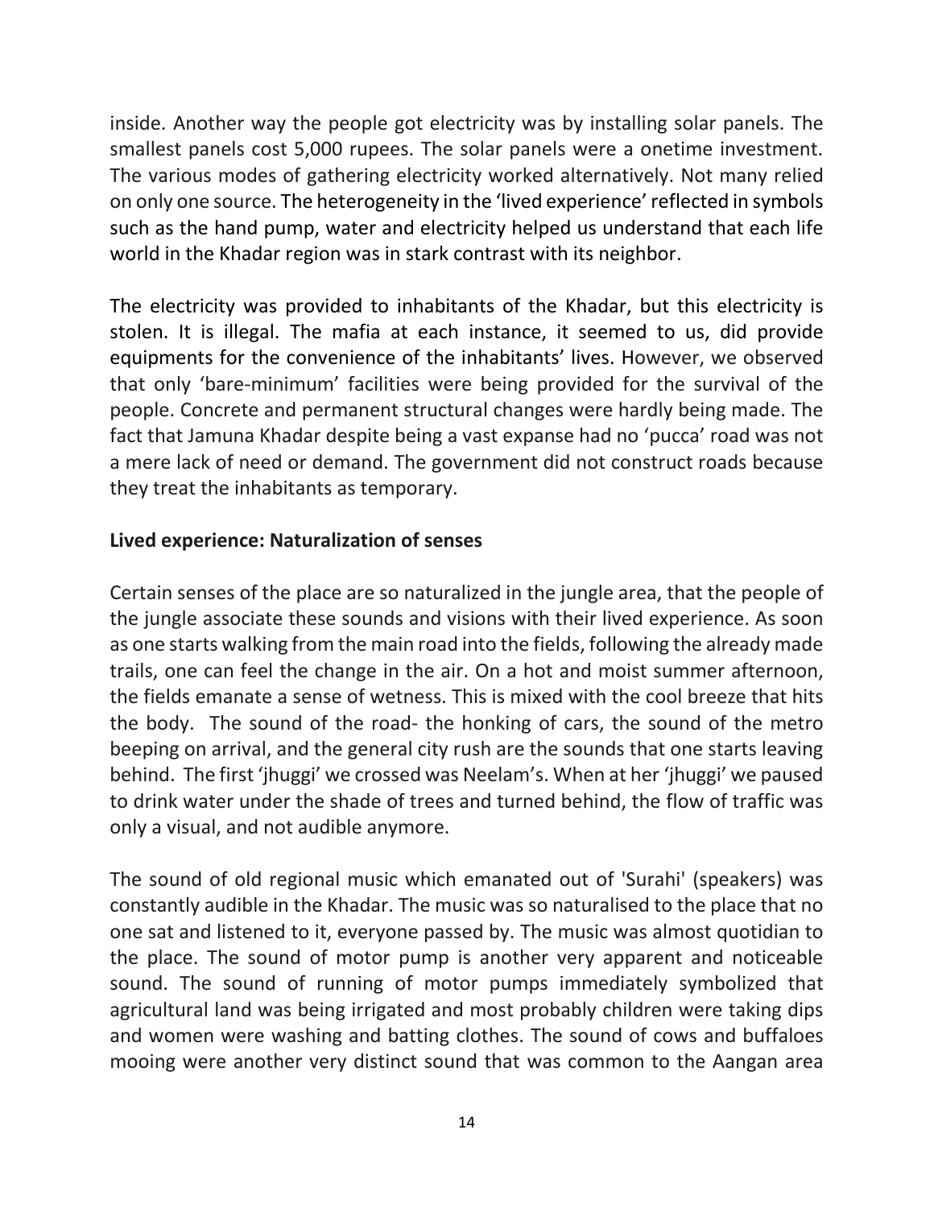inside. Another way the people got electricity was by installing solar panels. The smallest panels cost 5,000 rupees. The solar panels were a onetime investment. The various modes of gathering electricity worked alternatively. Not many relied on only one source. The heterogeneity in the 'lived experience' reflected in symbols such as the hand pump, water and electricity helped us understand that each life world in the Khadar region was in stark contrast with its neighbor.

The electricity was provided to inhabitants of the Khadar, but this electricity is stolen. It is illegal. The mafia at each instance, it seemed to us, did provide equipments for the convenience of the inhabitants' lives. However, we observed that only 'bare-minimum' facilities were being provided for the survival of the people. Concrete and permanent structural changes were hardly being made. The fact that Jamuna Khadar despite being a vast expanse had no 'pucca' road was not a mere lack of need or demand. The government did not construct roads because they treat the inhabitants as temporary.

**Lived experience: Naturalization of senses**

Certain senses of the place are so naturalized in the jungle area, that the people of the jungle associate these sounds and visions with their lived experience. As soon as one starts walking from the main road into the fields, following the already made trails, one can feel the change in the air. On a hot and moist summer afternoon, the fields emanate a sense of wetness. This is mixed with the cool breeze that hits the body. The sound of the road- the honking of cars, the sound of the metro beeping on arrival, and the general city rush are the sounds that one starts leaving behind. The first 'jhuggi' we crossed was Neelam's. When at her 'jhuggi' we paused to drink water under the shade of trees and turned behind, the flow of traffic was only a visual, and not audible anymore.

The sound of old regional music which emanated out of 'Surahi' (speakers) was constantly audible in the Khadar. The music was so naturalised to the place that no one sat and listened to it, everyone passed by. The music was almost quotidian to the place. The sound of motor pump is another very apparent and noticeable sound. The sound of running of motor pumps immediately symbolized that agricultural land was being irrigated and most probably children were taking dips and women were washing and batting clothes. The sound of cows and buffaloes mooing were another very distinct sound that was common to the Aangan area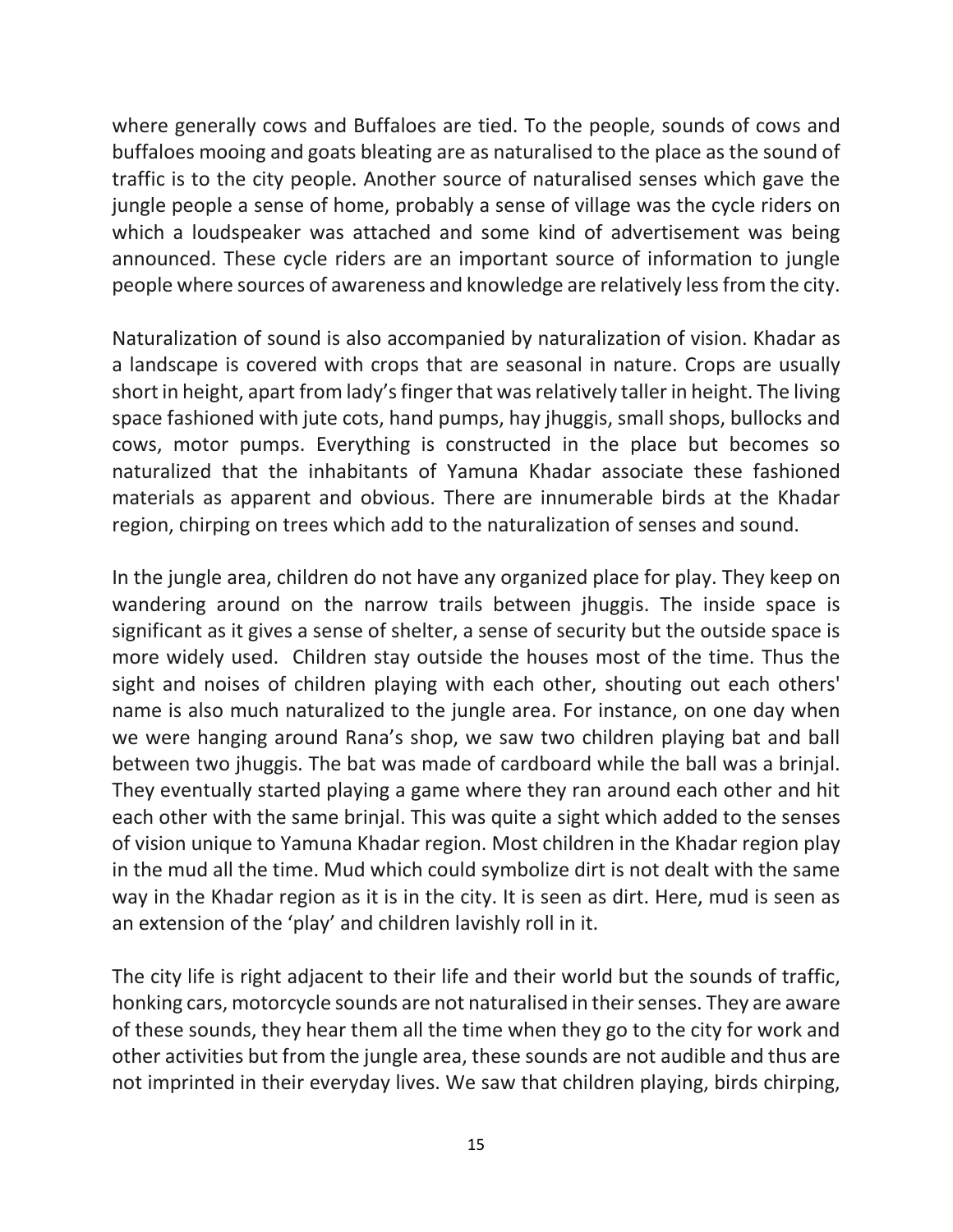where generally cows and Buffaloes are tied. To the people, sounds of cows and buffaloes mooing and goats bleating are as naturalised to the place as the sound of traffic is to the city people. Another source of naturalised senses which gave the jungle people a sense of home, probably a sense of village was the cycle riders on which a loudspeaker was attached and some kind of advertisement was being announced. These cycle riders are an important source of information to jungle people where sources of awareness and knowledge are relatively less from the city.

Naturalization of sound is also accompanied by naturalization of vision. Khadar as a landscape is covered with crops that are seasonal in nature. Crops are usually short in height, apart from lady's finger that was relatively taller in height. The living space fashioned with jute cots, hand pumps, hay jhuggis, small shops, bullocks and cows, motor pumps. Everything is constructed in the place but becomes so naturalized that the inhabitants of Yamuna Khadar associate these fashioned materials as apparent and obvious. There are innumerable birds at the Khadar region, chirping on trees which add to the naturalization of senses and sound.

In the jungle area, children do not have any organized place for play. They keep on wandering around on the narrow trails between jhuggis. The inside space is significant as it gives a sense of shelter, a sense of security but the outside space is more widely used. Children stay outside the houses most of the time. Thus the sight and noises of children playing with each other, shouting out each others' name is also much naturalized to the jungle area. For instance, on one day when we were hanging around Rana's shop, we saw two children playing bat and ball between two jhuggis. The bat was made of cardboard while the ball was a brinjal. They eventually started playing a game where they ran around each other and hit each other with the same brinjal. This was quite a sight which added to the senses of vision unique to Yamuna Khadar region. Most children in the Khadar region play in the mud all the time. Mud which could symbolize dirt is not dealt with the same way in the Khadar region as it is in the city. It is seen as dirt. Here, mud is seen as an extension of the 'play' and children lavishly roll in it.

The city life is right adjacent to their life and their world but the sounds of traffic, honking cars, motorcycle sounds are not naturalised in their senses. They are aware of these sounds, they hear them all the time when they go to the city for work and other activities but from the jungle area, these sounds are not audible and thus are not imprinted in their everyday lives. We saw that children playing, birds chirping,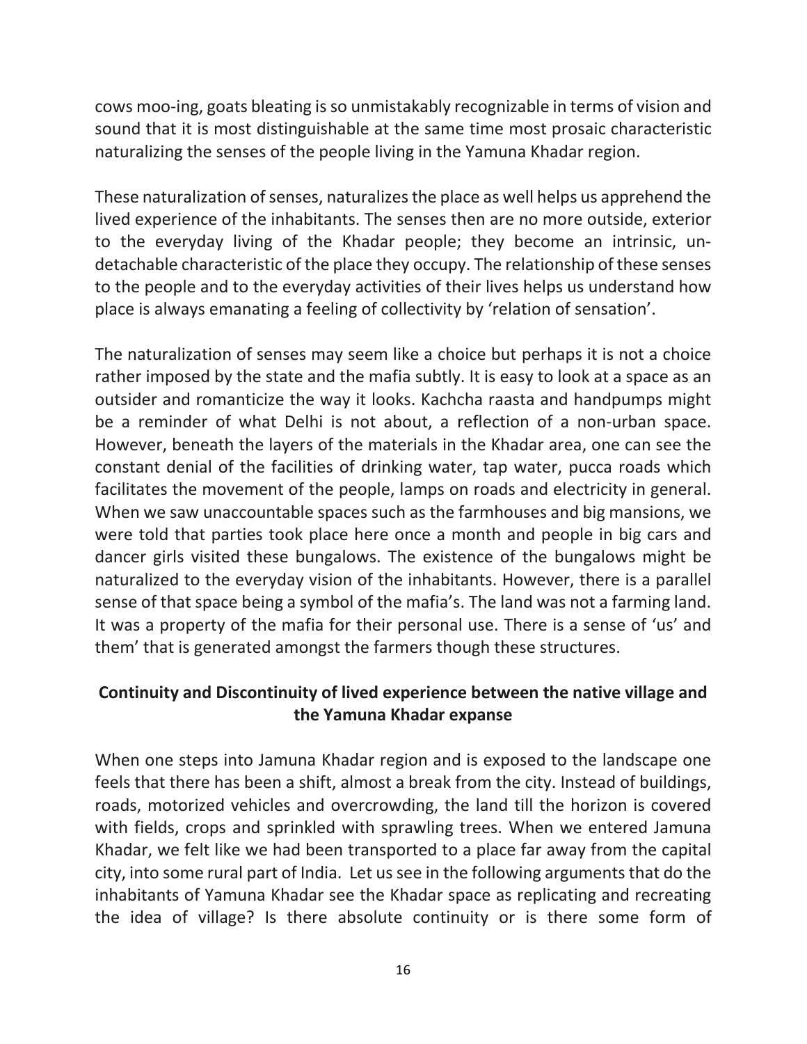cows moo-ing, goats bleating is so unmistakably recognizable in terms of vision and sound that it is most distinguishable at the same time most prosaic characteristic naturalizing the senses of the people living in the Yamuna Khadar region.

These naturalization of senses, naturalizes the place as well helps us apprehend the lived experience of the inhabitants. The senses then are no more outside, exterior to the everyday living of the Khadar people; they become an intrinsic, un-detachable characteristic of the place they occupy. The relationship of these senses to the people and to the everyday activities of their lives helps us understand how place is always emanating a feeling of collectivity by 'relation of sensation'.

The naturalization of senses may seem like a choice but perhaps it is not a choice rather imposed by the state and the mafia subtly. It is easy to look at a space as an outsider and romanticize the way it looks. Kachcha raasta and handpumps might be a reminder of what Delhi is not about, a reflection of a non-urban space. However, beneath the layers of the materials in the Khadar area, one can see the constant denial of the facilities of drinking water, tap water, pucca roads which facilitates the movement of the people, lamps on roads and electricity in general. When we saw unaccountable spaces such as the farmhouses and big mansions, we were told that parties took place here once a month and people in big cars and dancer girls visited these bungalows. The existence of the bungalows might be naturalized to the everyday vision of the inhabitants. However, there is a parallel sense of that space being a symbol of the mafia's. The land was not a farming land. It was a property of the mafia for their personal use. There is a sense of 'us' and them' that is generated amongst the farmers though these structures.

## Continuity and Discontinuity of lived experience between the native village and the Yamuna Khadar expanse

When one steps into Jamuna Khadar region and is exposed to the landscape one feels that there has been a shift, almost a break from the city. Instead of buildings, roads, motorized vehicles and overcrowding, the land till the horizon is covered with fields, crops and sprinkled with sprawling trees. When we entered Jamuna Khadar, we felt like we had been transported to a place far away from the capital city, into some rural part of India. Let us see in the following arguments that do the inhabitants of Yamuna Khadar see the Khadar space as replicating and recreating the idea of village? Is there absolute continuity or is there some form of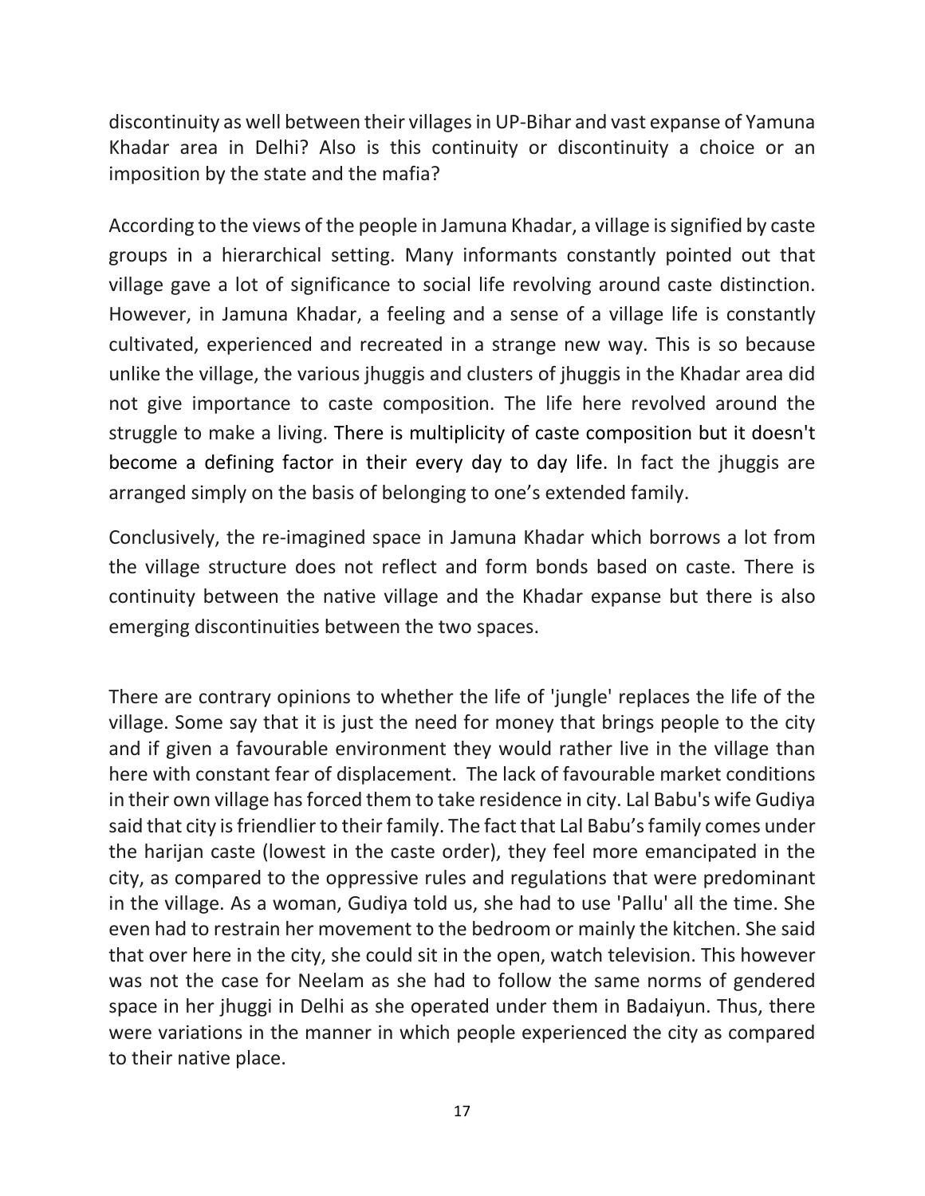discontinuity as well between their villages in UP-Bihar and vast expanse of Yamuna Khadar area in Delhi? Also is this continuity or discontinuity a choice or an imposition by the state and the mafia?

According to the views of the people in Jamuna Khadar, a village is signified by caste groups in a hierarchical setting. Many informants constantly pointed out that village gave a lot of significance to social life revolving around caste distinction. However, in Jamuna Khadar, a feeling and a sense of a village life is constantly cultivated, experienced and recreated in a strange new way. This is so because unlike the village, the various jhuggis and clusters of jhuggis in the Khadar area did not give importance to caste composition. The life here revolved around the struggle to make a living. There is multiplicity of caste composition but it doesn't become a defining factor in their every day to day life. In fact the jhuggis are arranged simply on the basis of belonging to one's extended family.

Conclusively, the re-imagined space in Jamuna Khadar which borrows a lot from the village structure does not reflect and form bonds based on caste. There is continuity between the native village and the Khadar expanse but there is also emerging discontinuities between the two spaces.

There are contrary opinions to whether the life of 'jungle' replaces the life of the village. Some say that it is just the need for money that brings people to the city and if given a favourable environment they would rather live in the village than here with constant fear of displacement. The lack of favourable market conditions in their own village has forced them to take residence in city. Lal Babu's wife Gudiya said that city is friendlier to their family. The fact that Lal Babu's family comes under the harijan caste (lowest in the caste order), they feel more emancipated in the city, as compared to the oppressive rules and regulations that were predominant in the village. As a woman, Gudiya told us, she had to use 'Pallu' all the time. She even had to restrain her movement to the bedroom or mainly the kitchen. She said that over here in the city, she could sit in the open, watch television. This however was not the case for Neelam as she had to follow the same norms of gendered space in her jhuggi in Delhi as she operated under them in Badaiyun. Thus, there were variations in the manner in which people experienced the city as compared to their native place.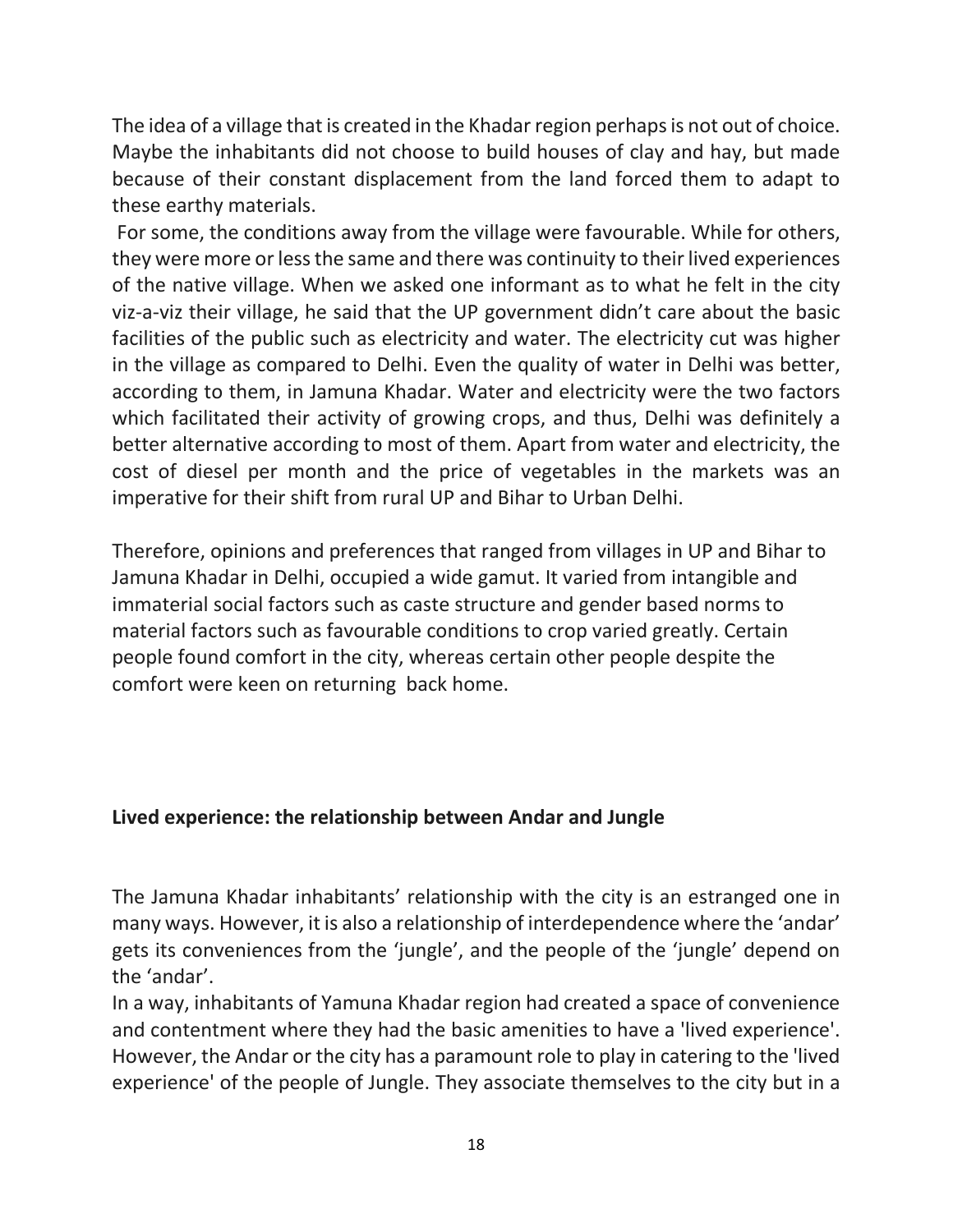The idea of a village that is created in the Khadar region perhaps is not out of choice. Maybe the inhabitants did not choose to build houses of clay and hay, but made because of their constant displacement from the land forced them to adapt to these earthy materials.

For some, the conditions away from the village were favourable. While for others, they were more or less the same and there was continuity to their lived experiences of the native village. When we asked one informant as to what he felt in the city viz-a-viz their village, he said that the UP government didn't care about the basic facilities of the public such as electricity and water. The electricity cut was higher in the village as compared to Delhi. Even the quality of water in Delhi was better, according to them, in Jamuna Khadar. Water and electricity were the two factors which facilitated their activity of growing crops, and thus, Delhi was definitely a better alternative according to most of them. Apart from water and electricity, the cost of diesel per month and the price of vegetables in the markets was an imperative for their shift from rural UP and Bihar to Urban Delhi.

Therefore, opinions and preferences that ranged from villages in UP and Bihar to Jamuna Khadar in Delhi, occupied a wide gamut. It varied from intangible and immaterial social factors such as caste structure and gender based norms to material factors such as favourable conditions to crop varied greatly. Certain people found comfort in the city, whereas certain other people despite the comfort were keen on returning back home.

## Lived experience: the relationship between Andar and Jungle

The Jamuna Khadar inhabitants' relationship with the city is an estranged one in many ways. However, it is also a relationship of interdependence where the 'andar' gets its conveniences from the 'jungle', and the people of the 'jungle' depend on the 'andar'.

In a way, inhabitants of Yamuna Khadar region had created a space of convenience and contentment where they had the basic amenities to have a 'lived experience'. However, the Andar or the city has a paramount role to play in catering to the 'lived experience' of the people of Jungle. They associate themselves to the city but in a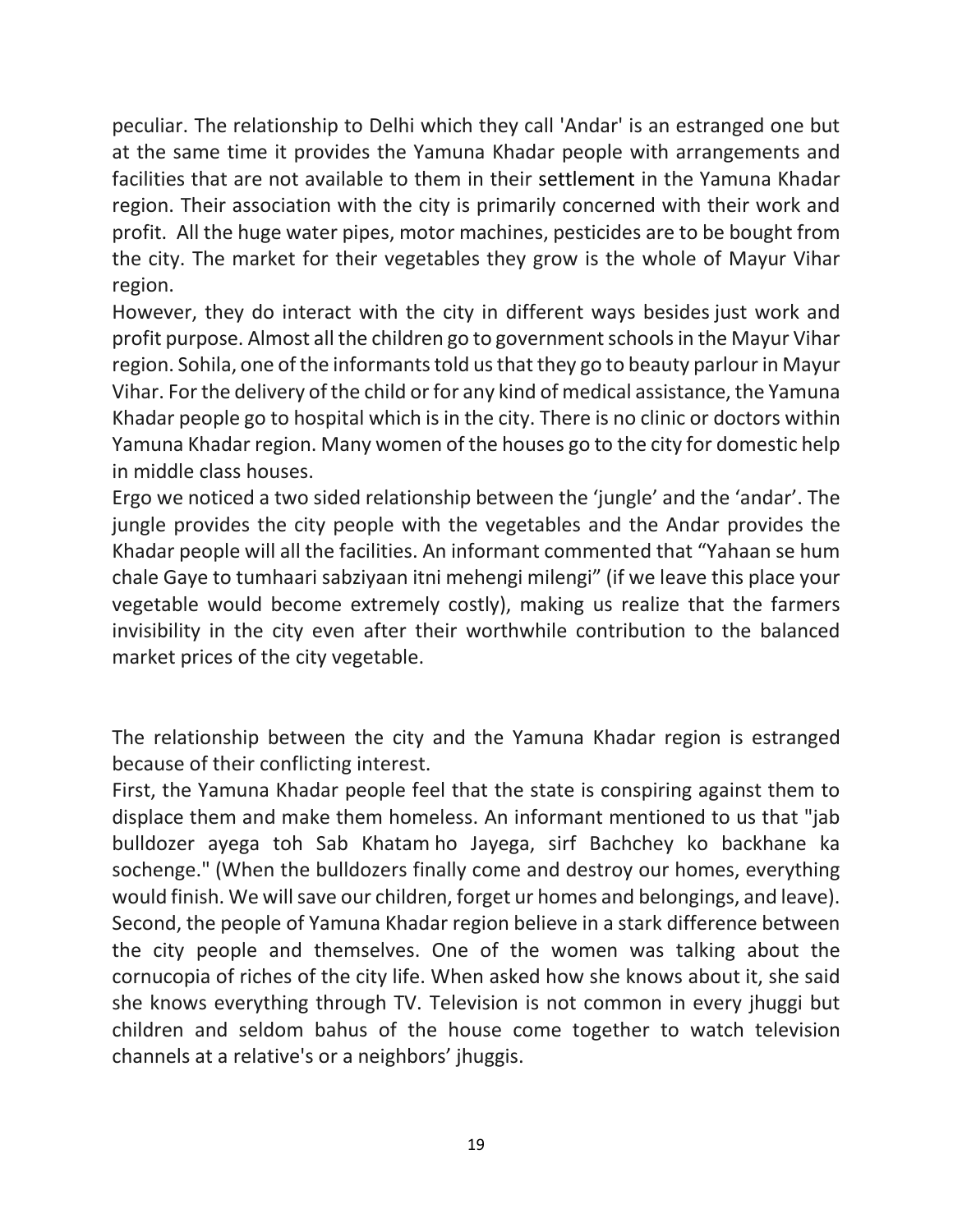peculiar. The relationship to Delhi which they call 'Andar' is an estranged one but at the same time it provides the Yamuna Khadar people with arrangements and facilities that are not available to them in their settlement in the Yamuna Khadar region. Their association with the city is primarily concerned with their work and profit. All the huge water pipes, motor machines, pesticides are to be bought from the city. The market for their vegetables they grow is the whole of Mayur Vihar region.

However, they do interact with the city in different ways besides just work and profit purpose. Almost all the children go to government schools in the Mayur Vihar region. Sohila, one of the informants told us that they go to beauty parlour in Mayur Vihar. For the delivery of the child or for any kind of medical assistance, the Yamuna Khadar people go to hospital which is in the city. There is no clinic or doctors within Yamuna Khadar region. Many women of the houses go to the city for domestic help in middle class houses.

Ergo we noticed a two sided relationship between the 'jungle' and the 'andar'. The jungle provides the city people with the vegetables and the Andar provides the Khadar people will all the facilities. An informant commented that "Yahaan se hum chale Gaye to tumhaari sabziyaan itni mehengi milengi" (if we leave this place your vegetable would become extremely costly), making us realize that the farmers invisibility in the city even after their worthwhile contribution to the balanced market prices of the city vegetable.

The relationship between the city and the Yamuna Khadar region is estranged because of their conflicting interest.

First, the Yamuna Khadar people feel that the state is conspiring against them to displace them and make them homeless. An informant mentioned to us that "jab bulldozer ayega toh Sab Khatam ho Jayega, sirf Bachchey ko backhane ka sochenge." (When the bulldozers finally come and destroy our homes, everything would finish. We will save our children, forget ur homes and belongings, and leave). Second, the people of Yamuna Khadar region believe in a stark difference between the city people and themselves. One of the women was talking about the cornucopia of riches of the city life. When asked how she knows about it, she said she knows everything through TV. Television is not common in every jhuggi but children and seldom bahus of the house come together to watch television channels at a relative's or a neighbors' jhuggis.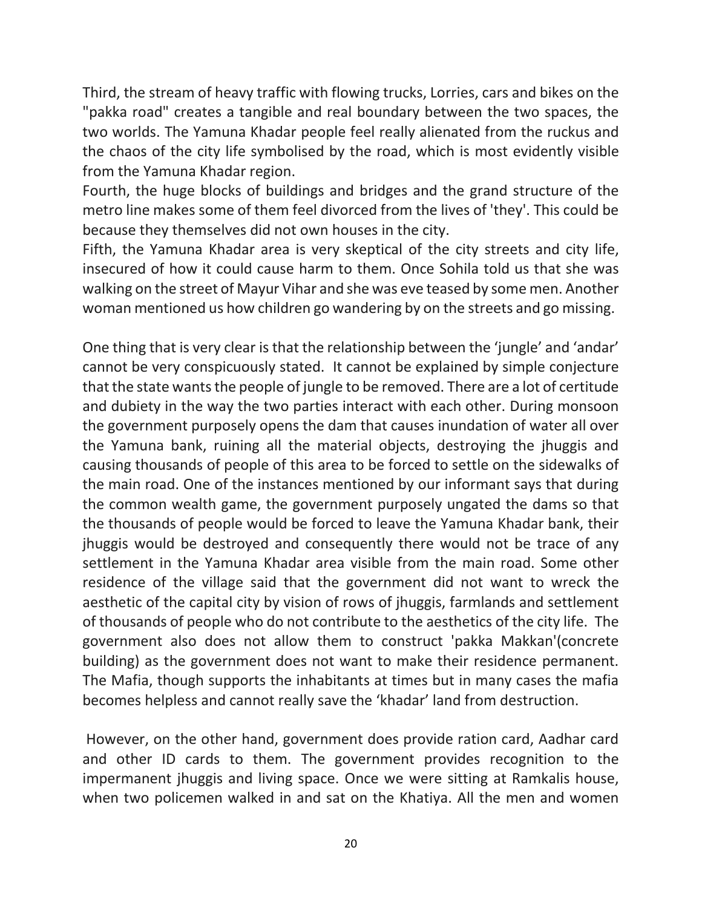Third, the stream of heavy traffic with flowing trucks, Lorries, cars and bikes on the "pakka road" creates a tangible and real boundary between the two spaces, the two worlds. The Yamuna Khadar people feel really alienated from the ruckus and the chaos of the city life symbolised by the road, which is most evidently visible from the Yamuna Khadar region.

Fourth, the huge blocks of buildings and bridges and the grand structure of the metro line makes some of them feel divorced from the lives of 'they'. This could be because they themselves did not own houses in the city.

Fifth, the Yamuna Khadar area is very skeptical of the city streets and city life, insecured of how it could cause harm to them. Once Sohila told us that she was walking on the street of Mayur Vihar and she was eve teased by some men. Another woman mentioned us how children go wandering by on the streets and go missing.

One thing that is very clear is that the relationship between the 'jungle' and 'andar' cannot be very conspicuously stated. It cannot be explained by simple conjecture that the state wants the people of jungle to be removed. There are a lot of certitude and dubiety in the way the two parties interact with each other. During monsoon the government purposely opens the dam that causes inundation of water all over the Yamuna bank, ruining all the material objects, destroying the jhuggis and causing thousands of people of this area to be forced to settle on the sidewalks of the main road. One of the instances mentioned by our informant says that during the common wealth game, the government purposely ungated the dams so that the thousands of people would be forced to leave the Yamuna Khadar bank, their jhuggis would be destroyed and consequently there would not be trace of any settlement in the Yamuna Khadar area visible from the main road. Some other residence of the village said that the government did not want to wreck the aesthetic of the capital city by vision of rows of jhuggis, farmlands and settlement of thousands of people who do not contribute to the aesthetics of the city life. The government also does not allow them to construct 'pakka Makkan'(concrete building) as the government does not want to make their residence permanent. The Mafia, though supports the inhabitants at times but in many cases the mafia becomes helpless and cannot really save the 'khadar' land from destruction.

However, on the other hand, government does provide ration card, Aadhar card and other ID cards to them. The government provides recognition to the impermanent jhuggis and living space. Once we were sitting at Ramkalis house, when two policemen walked in and sat on the Khatiya. All the men and women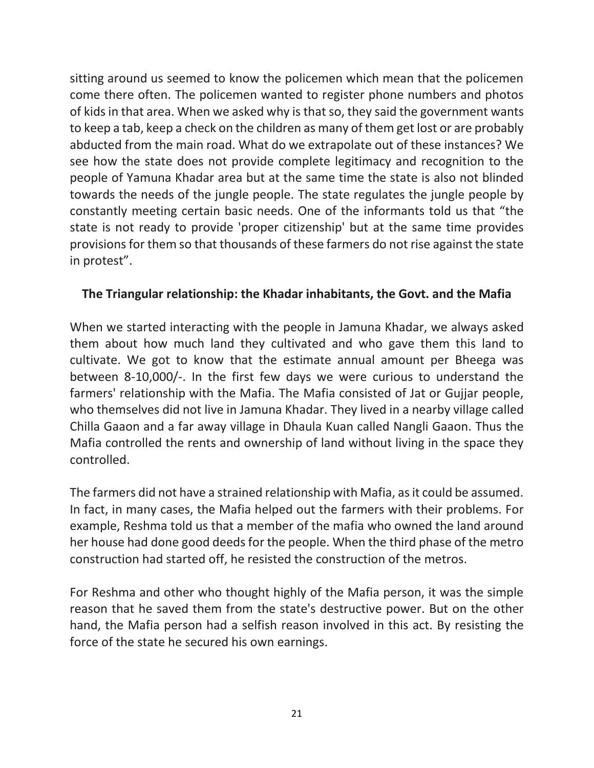sitting around us seemed to know the policemen which mean that the policemen come there often. The policemen wanted to register phone numbers and photos of kids in that area. When we asked why is that so, they said the government wants to keep a tab, keep a check on the children as many of them get lost or are probably abducted from the main road. What do we extrapolate out of these instances? We see how the state does not provide complete legitimacy and recognition to the people of Yamuna Khadar area but at the same time the state is also not blinded towards the needs of the jungle people. The state regulates the jungle people by constantly meeting certain basic needs. One of the informants told us that "the state is not ready to provide 'proper citizenship' but at the same time provides provisions for them so that thousands of these farmers do not rise against the state in protest".

**The Triangular relationship: the Khadar inhabitants, the Govt. and the Mafia**

When we started interacting with the people in Jamuna Khadar, we always asked them about how much land they cultivated and who gave them this land to cultivate. We got to know that the estimate annual amount per Bheega was between 8-10,000/-. In the first few days we were curious to understand the farmers' relationship with the Mafia. The Mafia consisted of Jat or Gujjar people, who themselves did not live in Jamuna Khadar. They lived in a nearby village called Chilla Gaaon and a far away village in Dhaula Kuan called Nangli Gaaon. Thus the Mafia controlled the rents and ownership of land without living in the space they controlled.

The farmers did not have a strained relationship with Mafia, as it could be assumed. In fact, in many cases, the Mafia helped out the farmers with their problems. For example, Reshma told us that a member of the mafia who owned the land around her house had done good deeds for the people. When the third phase of the metro construction had started off, he resisted the construction of the metros.

For Reshma and other who thought highly of the Mafia person, it was the simple reason that he saved them from the state's destructive power. But on the other hand, the Mafia person had a selfish reason involved in this act. By resisting the force of the state he secured his own earnings.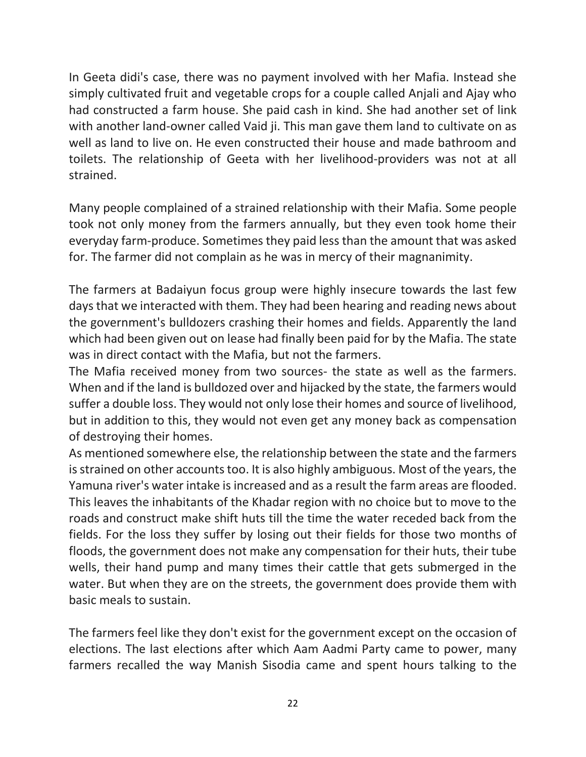In Geeta didi's case, there was no payment involved with her Mafia. Instead she simply cultivated fruit and vegetable crops for a couple called Anjali and Ajay who had constructed a farm house. She paid cash in kind. She had another set of link with another land-owner called Vaid ji. This man gave them land to cultivate on as well as land to live on. He even constructed their house and made bathroom and toilets. The relationship of Geeta with her livelihood-providers was not at all strained.

Many people complained of a strained relationship with their Mafia. Some people took not only money from the farmers annually, but they even took home their everyday farm-produce. Sometimes they paid less than the amount that was asked for. The farmer did not complain as he was in mercy of their magnanimity.

The farmers at Badaiyun focus group were highly insecure towards the last few days that we interacted with them. They had been hearing and reading news about the government's bulldozers crashing their homes and fields. Apparently the land which had been given out on lease had finally been paid for by the Mafia. The state was in direct contact with the Mafia, but not the farmers.

The Mafia received money from two sources- the state as well as the farmers. When and if the land is bulldozed over and hijacked by the state, the farmers would suffer a double loss. They would not only lose their homes and source of livelihood, but in addition to this, they would not even get any money back as compensation of destroying their homes.

As mentioned somewhere else, the relationship between the state and the farmers is strained on other accounts too. It is also highly ambiguous. Most of the years, the Yamuna river's water intake is increased and as a result the farm areas are flooded. This leaves the inhabitants of the Khadar region with no choice but to move to the roads and construct make shift huts till the time the water receded back from the fields. For the loss they suffer by losing out their fields for those two months of floods, the government does not make any compensation for their huts, their tube wells, their hand pump and many times their cattle that gets submerged in the water. But when they are on the streets, the government does provide them with basic meals to sustain.

The farmers feel like they don't exist for the government except on the occasion of elections. The last elections after which Aam Aadmi Party came to power, many farmers recalled the way Manish Sisodia came and spent hours talking to the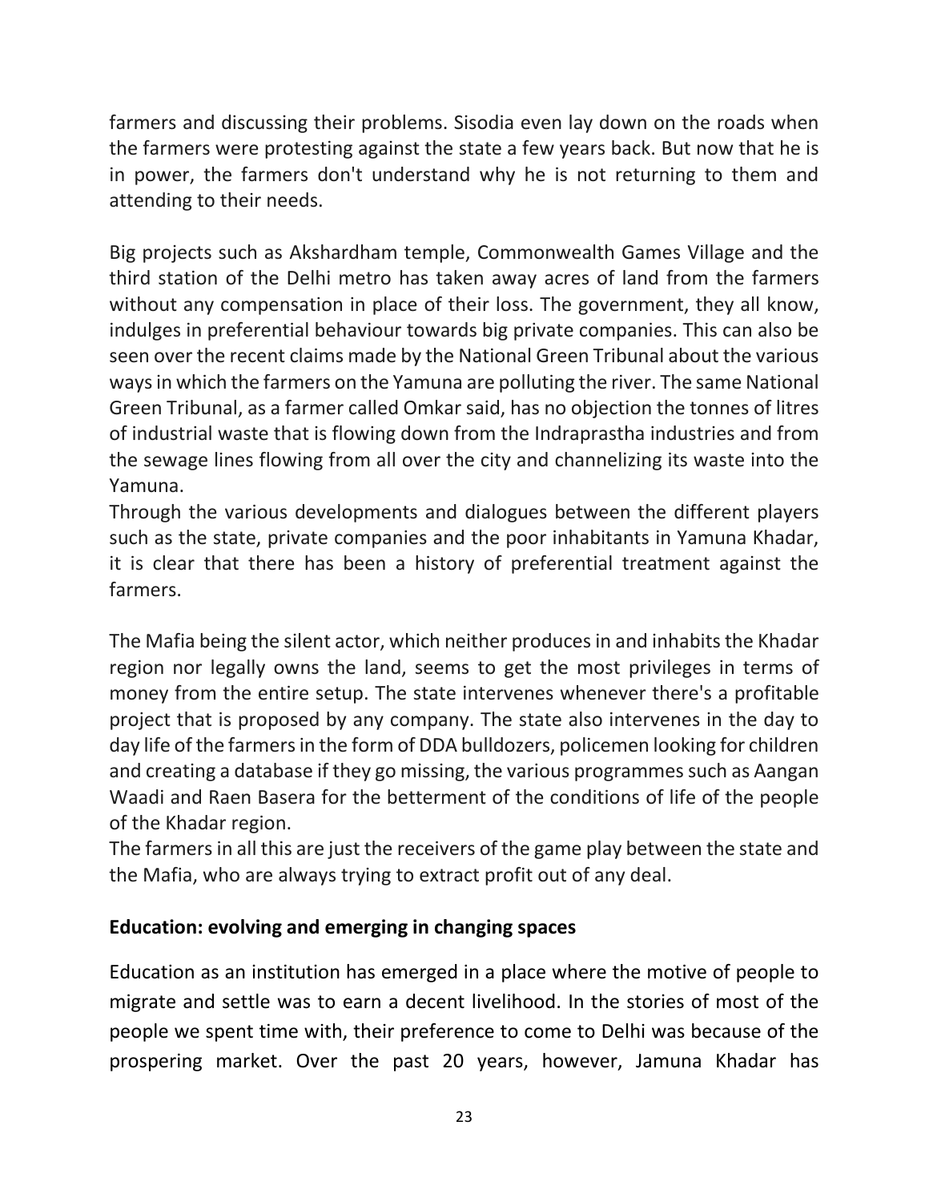farmers and discussing their problems. Sisodia even lay down on the roads when the farmers were protesting against the state a few years back. But now that he is in power, the farmers don't understand why he is not returning to them and attending to their needs.

Big projects such as Akshardham temple, Commonwealth Games Village and the third station of the Delhi metro has taken away acres of land from the farmers without any compensation in place of their loss. The government, they all know, indulges in preferential behaviour towards big private companies. This can also be seen over the recent claims made by the National Green Tribunal about the various ways in which the farmers on the Yamuna are polluting the river. The same National Green Tribunal, as a farmer called Omkar said, has no objection the tonnes of litres of industrial waste that is flowing down from the Indraprastha industries and from the sewage lines flowing from all over the city and channelizing its waste into the Yamuna.

Through the various developments and dialogues between the different players such as the state, private companies and the poor inhabitants in Yamuna Khadar, it is clear that there has been a history of preferential treatment against the farmers.

The Mafia being the silent actor, which neither produces in and inhabits the Khadar region nor legally owns the land, seems to get the most privileges in terms of money from the entire setup. The state intervenes whenever there's a profitable project that is proposed by any company. The state also intervenes in the day to day life of the farmers in the form of DDA bulldozers, policemen looking for children and creating a database if they go missing, the various programmes such as Aangan Waadi and Raen Basera for the betterment of the conditions of life of the people of the Khadar region.

The farmers in all this are just the receivers of the game play between the state and the Mafia, who are always trying to extract profit out of any deal.

## Education: evolving and emerging in changing spaces

Education as an institution has emerged in a place where the motive of people to migrate and settle was to earn a decent livelihood. In the stories of most of the people we spent time with, their preference to come to Delhi was because of the prospering market. Over the past 20 years, however, Jamuna Khadar has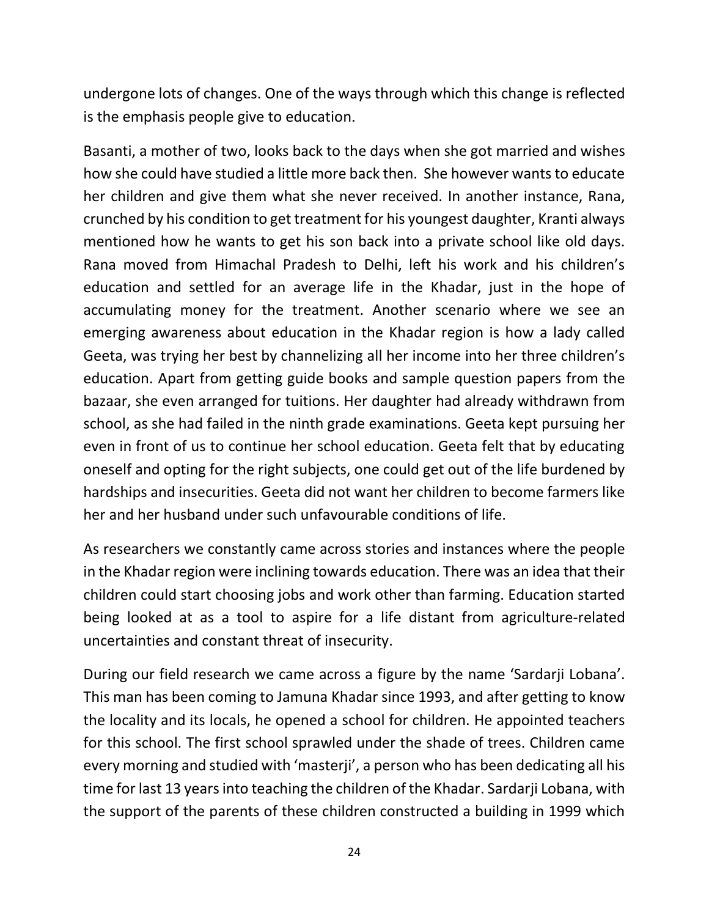undergone lots of changes. One of the ways through which this change is reflected is the emphasis people give to education.

Basanti, a mother of two, looks back to the days when she got married and wishes how she could have studied a little more back then. She however wants to educate her children and give them what she never received. In another instance, Rana, crunched by his condition to get treatment for his youngest daughter, Kranti always mentioned how he wants to get his son back into a private school like old days. Rana moved from Himachal Pradesh to Delhi, left his work and his children's education and settled for an average life in the Khadar, just in the hope of accumulating money for the treatment. Another scenario where we see an emerging awareness about education in the Khadar region is how a lady called Geeta, was trying her best by channelizing all her income into her three children's education. Apart from getting guide books and sample question papers from the bazaar, she even arranged for tuitions. Her daughter had already withdrawn from school, as she had failed in the ninth grade examinations. Geeta kept pursuing her even in front of us to continue her school education. Geeta felt that by educating oneself and opting for the right subjects, one could get out of the life burdened by hardships and insecurities. Geeta did not want her children to become farmers like her and her husband under such unfavourable conditions of life.

As researchers we constantly came across stories and instances where the people in the Khadar region were inclining towards education. There was an idea that their children could start choosing jobs and work other than farming. Education started being looked at as a tool to aspire for a life distant from agriculture-related uncertainties and constant threat of insecurity.

During our field research we came across a figure by the name 'Sardarji Lobana'. This man has been coming to Jamuna Khadar since 1993, and after getting to know the locality and its locals, he opened a school for children. He appointed teachers for this school. The first school sprawled under the shade of trees. Children came every morning and studied with 'masterji', a person who has been dedicating all his time for last 13 years into teaching the children of the Khadar. Sardarji Lobana, with the support of the parents of these children constructed a building in 1999 which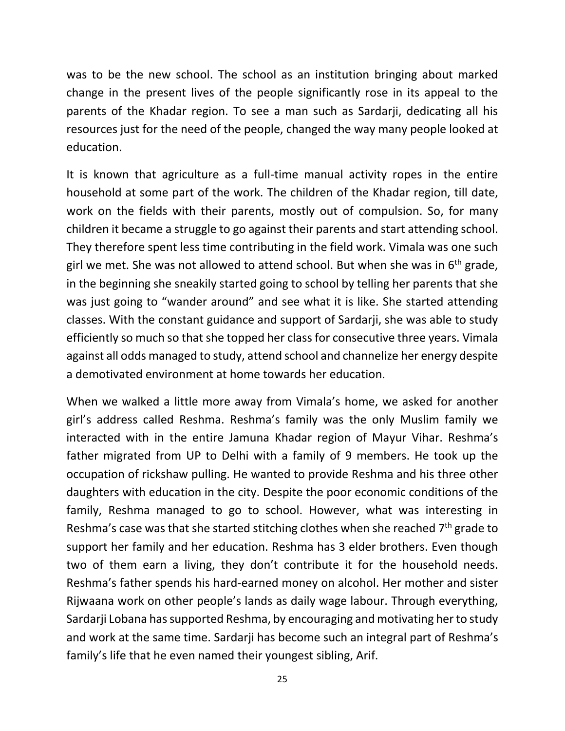was to be the new school. The school as an institution bringing about marked change in the present lives of the people significantly rose in its appeal to the parents of the Khadar region. To see a man such as Sardarji, dedicating all his resources just for the need of the people, changed the way many people looked at education.

It is known that agriculture as a full-time manual activity ropes in the entire household at some part of the work. The children of the Khadar region, till date, work on the fields with their parents, mostly out of compulsion. So, for many children it became a struggle to go against their parents and start attending school. They therefore spent less time contributing in the field work. Vimala was one such girl we met. She was not allowed to attend school. But when she was in 6th grade, in the beginning she sneakily started going to school by telling her parents that she was just going to "wander around" and see what it is like. She started attending classes. With the constant guidance and support of Sardarji, she was able to study efficiently so much so that she topped her class for consecutive three years. Vimala against all odds managed to study, attend school and channelize her energy despite a demotivated environment at home towards her education.

When we walked a little more away from Vimala's home, we asked for another girl's address called Reshma. Reshma's family was the only Muslim family we interacted with in the entire Jamuna Khadar region of Mayur Vihar. Reshma's father migrated from UP to Delhi with a family of 9 members. He took up the occupation of rickshaw pulling. He wanted to provide Reshma and his three other daughters with education in the city. Despite the poor economic conditions of the family, Reshma managed to go to school. However, what was interesting in Reshma's case was that she started stitching clothes when she reached 7th grade to support her family and her education. Reshma has 3 elder brothers. Even though two of them earn a living, they don't contribute it for the household needs. Reshma's father spends his hard-earned money on alcohol. Her mother and sister Rijwaana work on other people's lands as daily wage labour. Through everything, Sardarji Lobana has supported Reshma, by encouraging and motivating her to study and work at the same time. Sardarji has become such an integral part of Reshma's family's life that he even named their youngest sibling, Arif.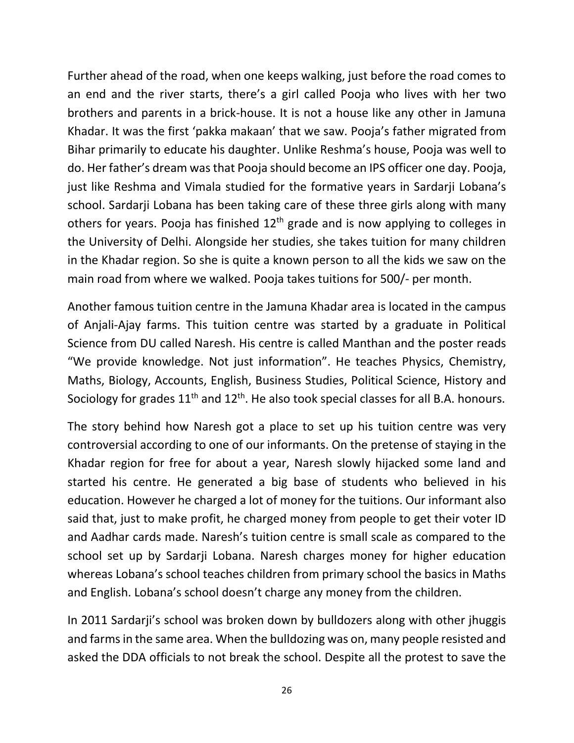Further ahead of the road, when one keeps walking, just before the road comes to an end and the river starts, there's a girl called Pooja who lives with her two brothers and parents in a brick-house. It is not a house like any other in Jamuna Khadar. It was the first 'pakka makaan' that we saw. Pooja's father migrated from Bihar primarily to educate his daughter. Unlike Reshma's house, Pooja was well to do. Her father's dream was that Pooja should become an IPS officer one day. Pooja, just like Reshma and Vimala studied for the formative years in Sardarji Lobana's school. Sardarji Lobana has been taking care of these three girls along with many others for years. Pooja has finished 12th grade and is now applying to colleges in the University of Delhi. Alongside her studies, she takes tuition for many children in the Khadar region. So she is quite a known person to all the kids we saw on the main road from where we walked. Pooja takes tuitions for 500/- per month.

Another famous tuition centre in the Jamuna Khadar area is located in the campus of Anjali-Ajay farms. This tuition centre was started by a graduate in Political Science from DU called Naresh. His centre is called Manthan and the poster reads "We provide knowledge. Not just information". He teaches Physics, Chemistry, Maths, Biology, Accounts, English, Business Studies, Political Science, History and Sociology for grades 11th and 12th. He also took special classes for all B.A. honours.

The story behind how Naresh got a place to set up his tuition centre was very controversial according to one of our informants. On the pretense of staying in the Khadar region for free for about a year, Naresh slowly hijacked some land and started his centre. He generated a big base of students who believed in his education. However he charged a lot of money for the tuitions. Our informant also said that, just to make profit, he charged money from people to get their voter ID and Aadhar cards made. Naresh's tuition centre is small scale as compared to the school set up by Sardarji Lobana. Naresh charges money for higher education whereas Lobana's school teaches children from primary school the basics in Maths and English. Lobana's school doesn't charge any money from the children.

In 2011 Sardarji's school was broken down by bulldozers along with other jhuggis and farms in the same area. When the bulldozing was on, many people resisted and asked the DDA officials to not break the school. Despite all the protest to save the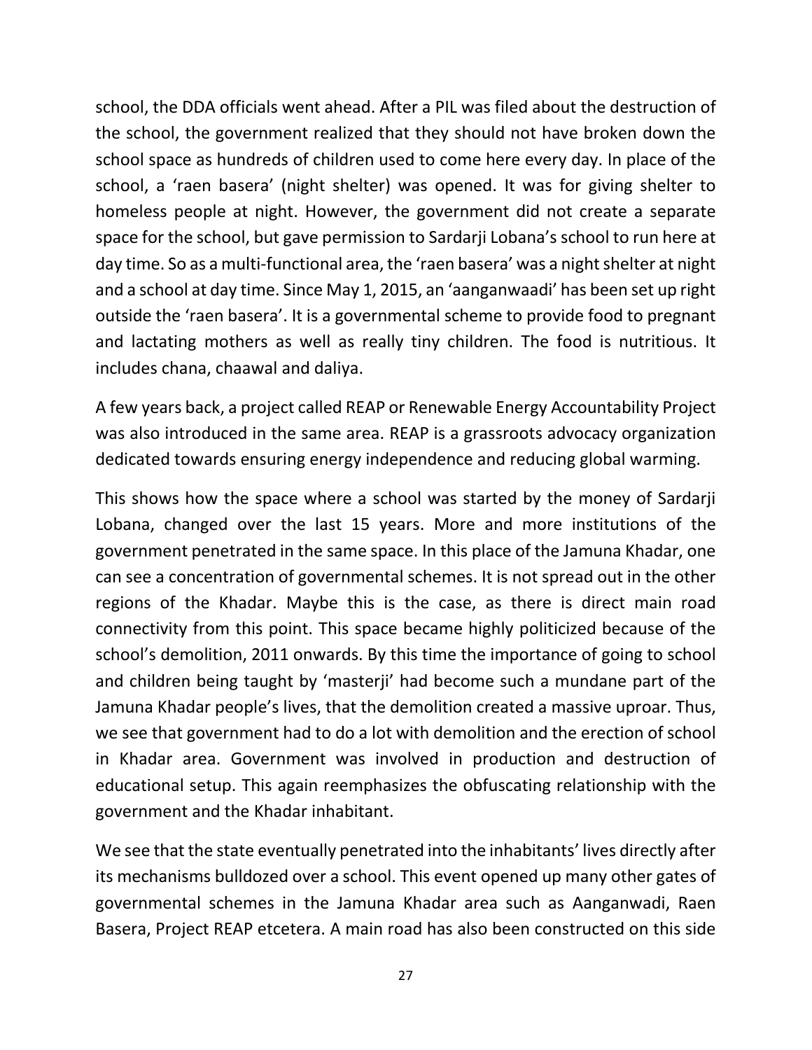school, the DDA officials went ahead. After a PIL was filed about the destruction of the school, the government realized that they should not have broken down the school space as hundreds of children used to come here every day. In place of the school, a 'raen basera' (night shelter) was opened. It was for giving shelter to homeless people at night. However, the government did not create a separate space for the school, but gave permission to Sardarji Lobana's school to run here at day time. So as a multi-functional area, the 'raen basera' was a night shelter at night and a school at day time. Since May 1, 2015, an 'aanganwaadi' has been set up right outside the 'raen basera'. It is a governmental scheme to provide food to pregnant and lactating mothers as well as really tiny children. The food is nutritious. It includes chana, chaawal and daliya.

A few years back, a project called REAP or Renewable Energy Accountability Project was also introduced in the same area. REAP is a grassroots advocacy organization dedicated towards ensuring energy independence and reducing global warming.

This shows how the space where a school was started by the money of Sardarji Lobana, changed over the last 15 years. More and more institutions of the government penetrated in the same space. In this place of the Jamuna Khadar, one can see a concentration of governmental schemes. It is not spread out in the other regions of the Khadar. Maybe this is the case, as there is direct main road connectivity from this point. This space became highly politicized because of the school's demolition, 2011 onwards. By this time the importance of going to school and children being taught by 'masterji' had become such a mundane part of the Jamuna Khadar people's lives, that the demolition created a massive uproar. Thus, we see that government had to do a lot with demolition and the erection of school in Khadar area. Government was involved in production and destruction of educational setup. This again reemphasizes the obfuscating relationship with the government and the Khadar inhabitant.

We see that the state eventually penetrated into the inhabitants' lives directly after its mechanisms bulldozed over a school. This event opened up many other gates of governmental schemes in the Jamuna Khadar area such as Aanganwadi, Raen Basera, Project REAP etcetera. A main road has also been constructed on this side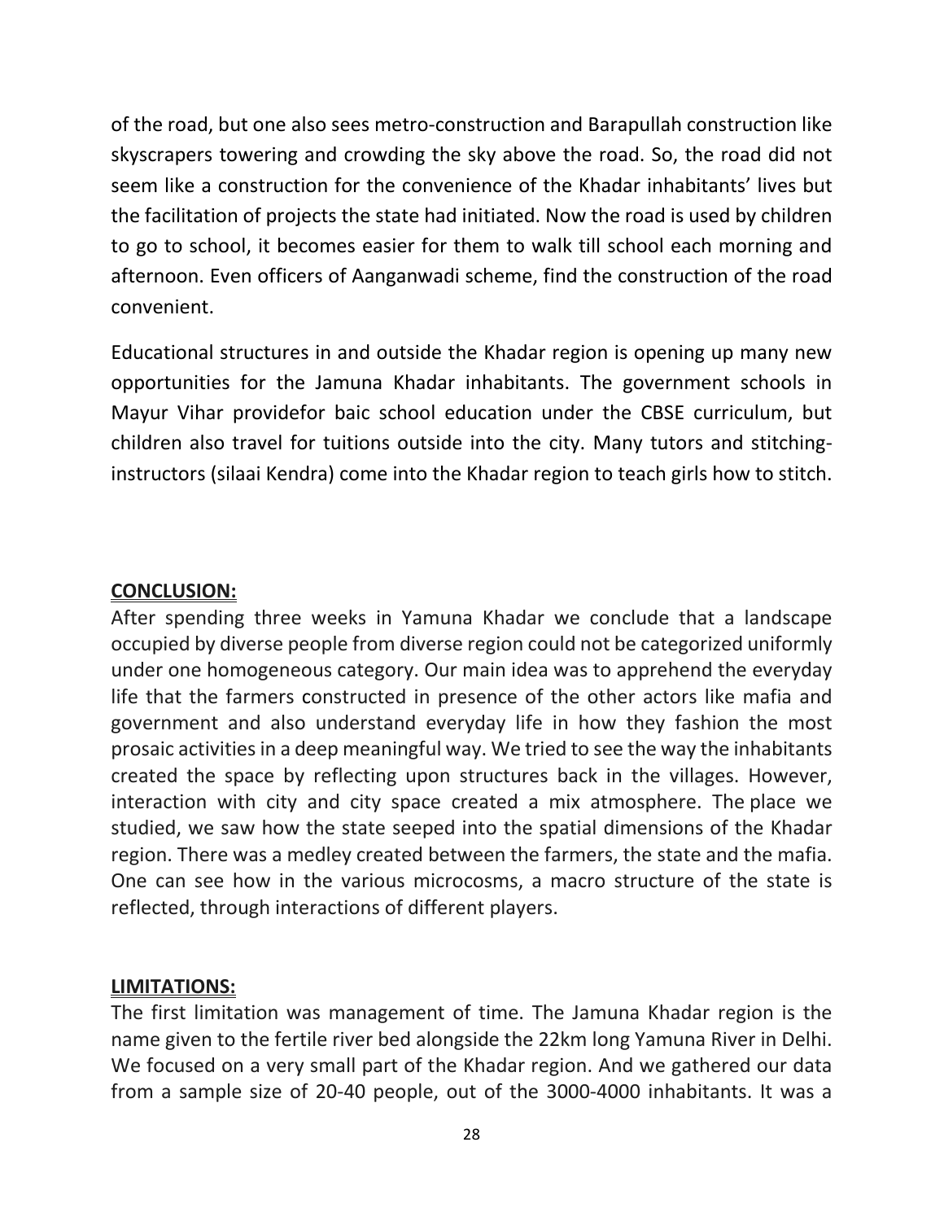of the road, but one also sees metro-construction and Barapullah construction like skyscrapers towering and crowding the sky above the road. So, the road did not seem like a construction for the convenience of the Khadar inhabitants' lives but the facilitation of projects the state had initiated. Now the road is used by children to go to school, it becomes easier for them to walk till school each morning and afternoon. Even officers of Aanganwadi scheme, find the construction of the road convenient.

Educational structures in and outside the Khadar region is opening up many new opportunities for the Jamuna Khadar inhabitants. The government schools in Mayur Vihar providefor baic school education under the CBSE curriculum, but children also travel for tuitions outside into the city. Many tutors and stitching-instructors (silaai Kendra) come into the Khadar region to teach girls how to stitch.

## CONCLUSION:

After spending three weeks in Yamuna Khadar we conclude that a landscape occupied by diverse people from diverse region could not be categorized uniformly under one homogeneous category. Our main idea was to apprehend the everyday life that the farmers constructed in presence of the other actors like mafia and government and also understand everyday life in how they fashion the most prosaic activities in a deep meaningful way. We tried to see the way the inhabitants created the space by reflecting upon structures back in the villages. However, interaction with city and city space created a mix atmosphere. The place we studied, we saw how the state seeped into the spatial dimensions of the Khadar region. There was a medley created between the farmers, the state and the mafia. One can see how in the various microcosms, a macro structure of the state is reflected, through interactions of different players.

## LIMITATIONS:

The first limitation was management of time. The Jamuna Khadar region is the name given to the fertile river bed alongside the 22km long Yamuna River in Delhi. We focused on a very small part of the Khadar region. And we gathered our data from a sample size of 20-40 people, out of the 3000-4000 inhabitants. It was a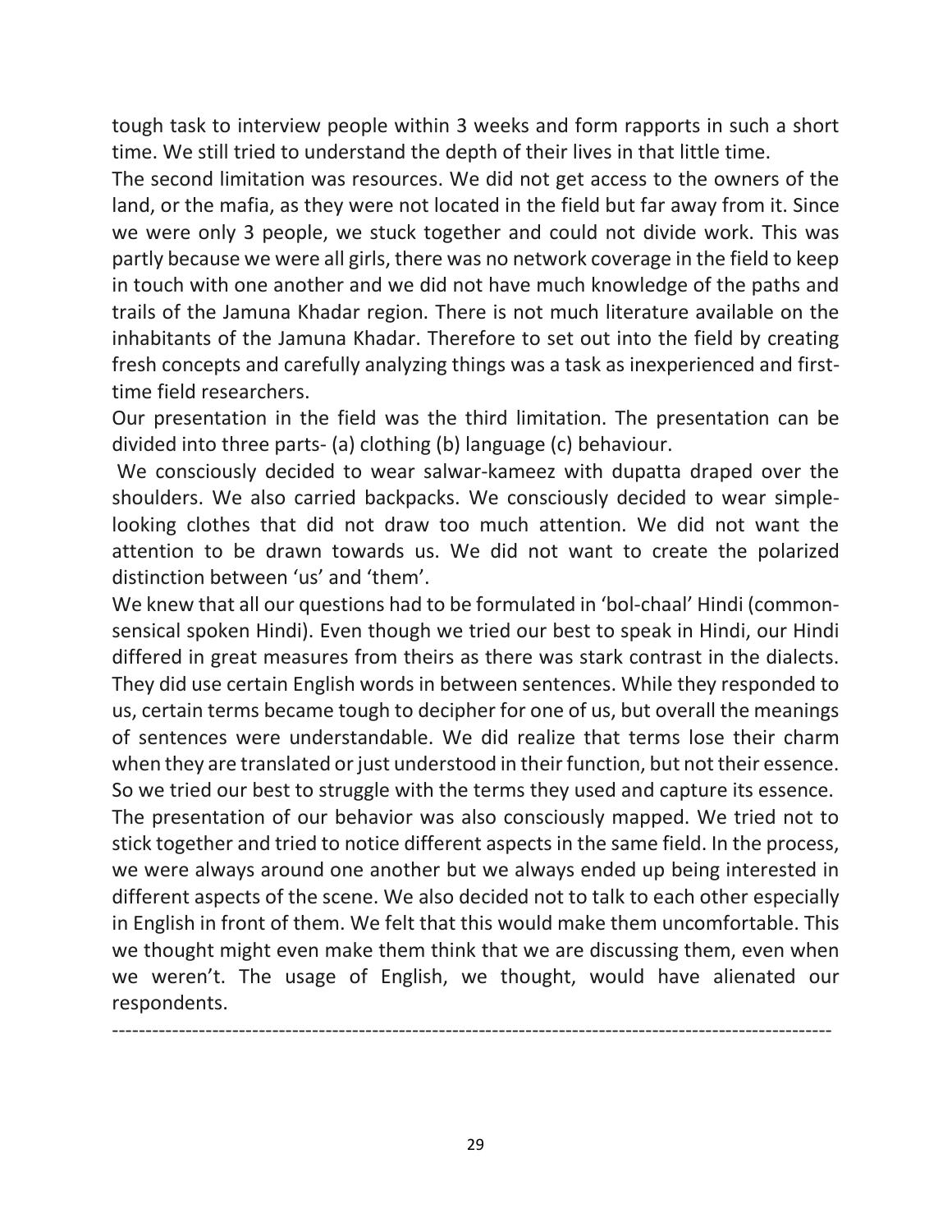tough task to interview people within 3 weeks and form rapports in such a short time. We still tried to understand the depth of their lives in that little time.

The second limitation was resources. We did not get access to the owners of the land, or the mafia, as they were not located in the field but far away from it. Since we were only 3 people, we stuck together and could not divide work. This was partly because we were all girls, there was no network coverage in the field to keep in touch with one another and we did not have much knowledge of the paths and trails of the Jamuna Khadar region. There is not much literature available on the inhabitants of the Jamuna Khadar. Therefore to set out into the field by creating fresh concepts and carefully analyzing things was a task as inexperienced and first-time field researchers.

Our presentation in the field was the third limitation. The presentation can be divided into three parts- (a) clothing (b) language (c) behaviour.

We consciously decided to wear salwar-kameez with dupatta draped over the shoulders. We also carried backpacks. We consciously decided to wear simple-looking clothes that did not draw too much attention. We did not want the attention to be drawn towards us. We did not want to create the polarized distinction between 'us' and 'them'.

We knew that all our questions had to be formulated in 'bol-chaal' Hindi (commonsensical spoken Hindi). Even though we tried our best to speak in Hindi, our Hindi differed in great measures from theirs as there was stark contrast in the dialects. They did use certain English words in between sentences. While they responded to us, certain terms became tough to decipher for one of us, but overall the meanings of sentences were understandable. We did realize that terms lose their charm when they are translated or just understood in their function, but not their essence. So we tried our best to struggle with the terms they used and capture its essence.

The presentation of our behavior was also consciously mapped. We tried not to stick together and tried to notice different aspects in the same field. In the process, we were always around one another but we always ended up being interested in different aspects of the scene. We also decided not to talk to each other especially in English in front of them. We felt that this would make them uncomfortable. This we thought might even make them think that we are discussing them, even when we weren't. The usage of English, we thought, would have alienated our respondents.

---